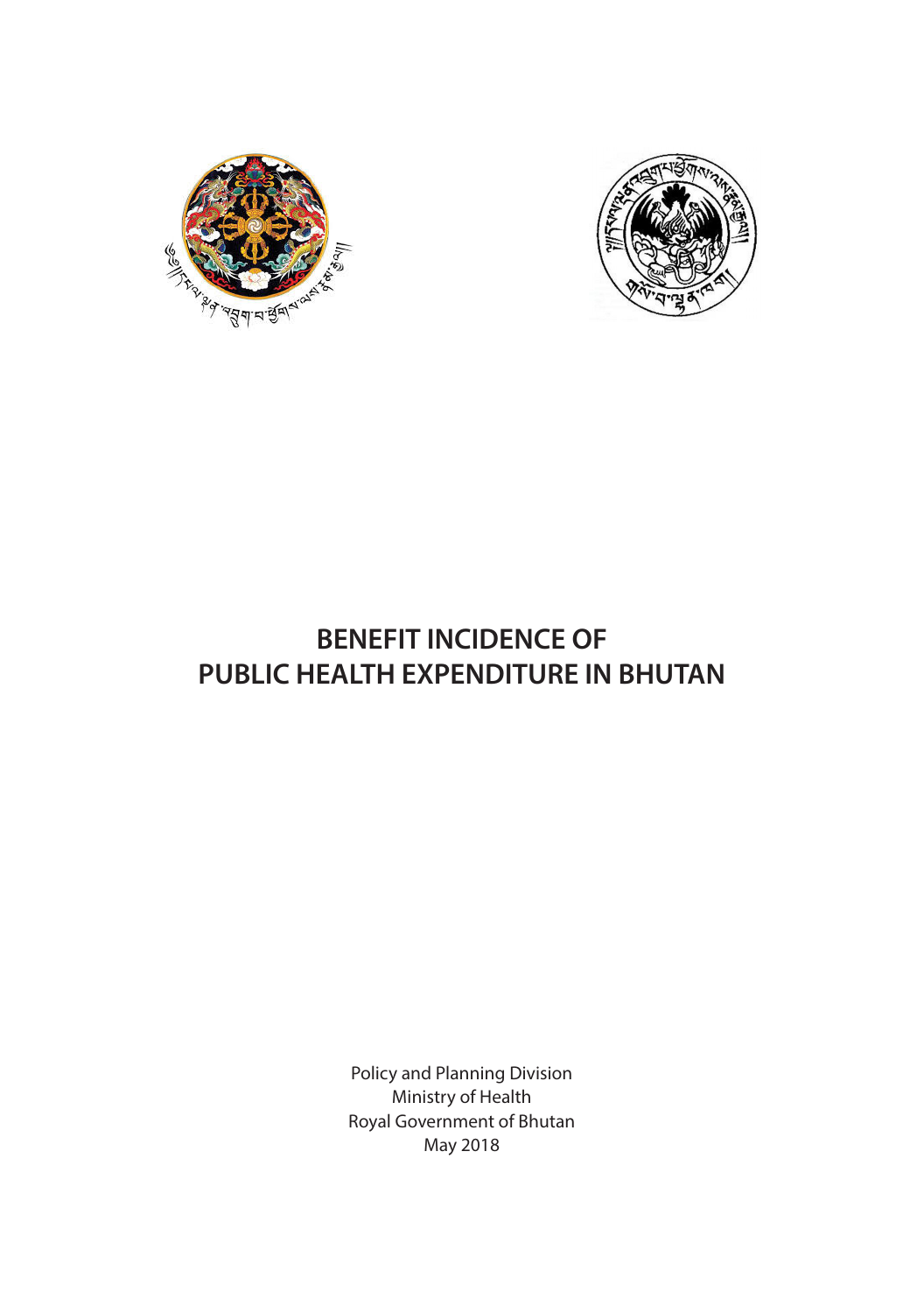# BENEFIT INCIDENCE OF PUBLIC HEALTH EXPENDITURE IN BHUTAN

Policy and Planning Division
Ministry of Health
Royal Government of Bhutan
May 2018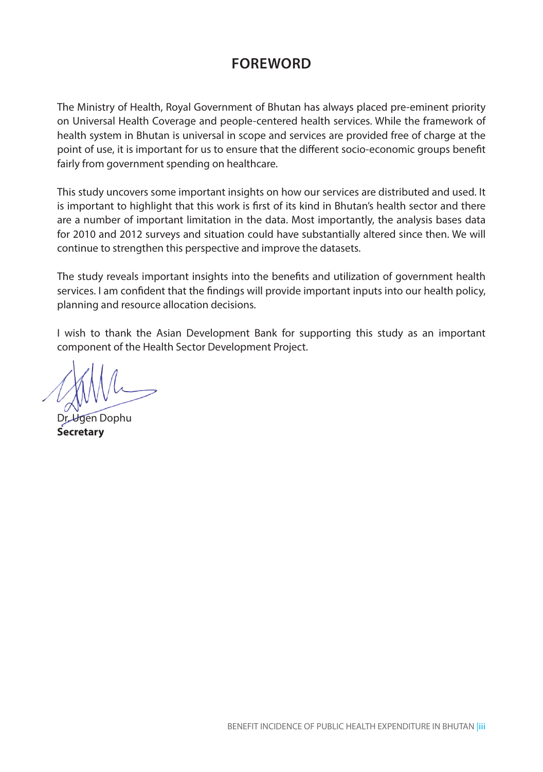# FOREWORD

The Ministry of Health, Royal Government of Bhutan has always placed pre-eminent priority on Universal Health Coverage and people-centered health services. While the framework of health system in Bhutan is universal in scope and services are provided free of charge at the point of use, it is important for us to ensure that the different socio-economic groups benefit fairly from government spending on healthcare.

This study uncovers some important insights on how our services are distributed and used. It is important to highlight that this work is first of its kind in Bhutan's health sector and there are a number of important limitation in the data. Most importantly, the analysis bases data for 2010 and 2012 surveys and situation could have substantially altered since then. We will continue to strengthen this perspective and improve the datasets.

The study reveals important insights into the benefits and utilization of government health services. I am confident that the findings will provide important inputs into our health policy, planning and resource allocation decisions.

I wish to thank the Asian Development Bank for supporting this study as an important component of the Health Sector Development Project.

Dr. Ugen Dophu
**Secretary**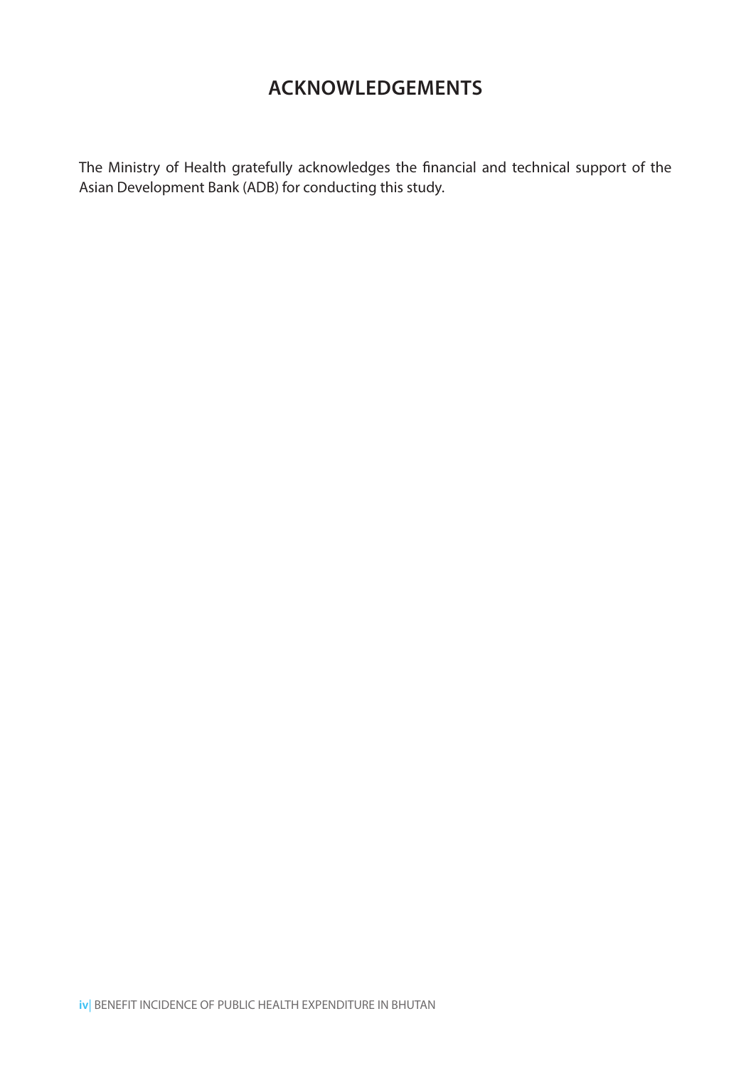# ACKNOWLEDGEMENTS

The Ministry of Health gratefully acknowledges the financial and technical support of the Asian Development Bank (ADB) for conducting this study.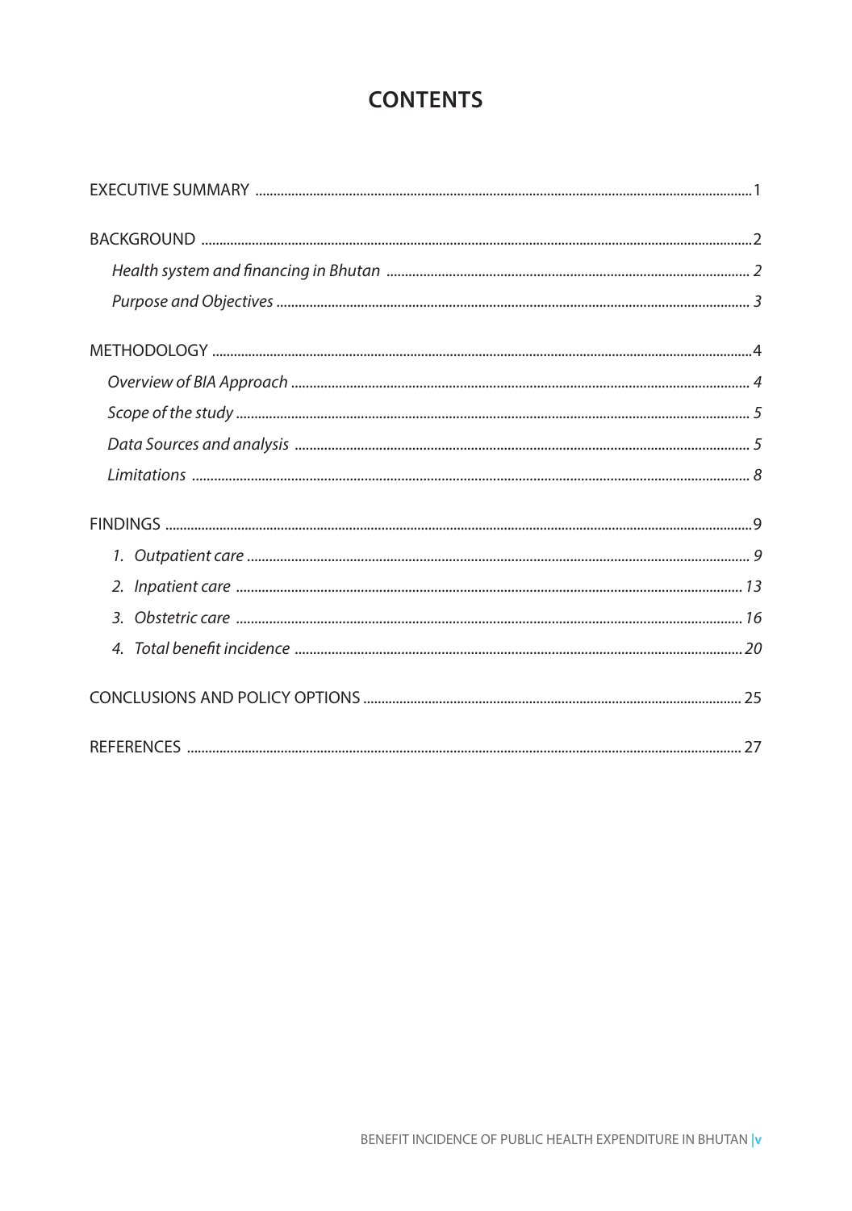# CONTENTS

EXECUTIVE SUMMARY ........................................................................ 1

BACKGROUND ........................................................................ 2

*Health system and financing in Bhutan* ........................................................................ *2*

*Purpose and Objectives* ........................................................................ *3*

METHODOLOGY ........................................................................ 4

*Overview of BIA Approach* ........................................................................ *4*

*Scope of the study* ........................................................................ *5*

*Data Sources and analysis* ........................................................................ *5*

*Limitations* ........................................................................ *8*

FINDINGS ........................................................................ 9

1. *Outpatient care* ........................................................................ *9*
2. *Inpatient care* ........................................................................ *13*
3. *Obstetric care* ........................................................................ *16*
4. *Total benefit incidence* ........................................................................ *20*

CONCLUSIONS AND POLICY OPTIONS ........................................................................ 25

REFERENCES ........................................................................ 27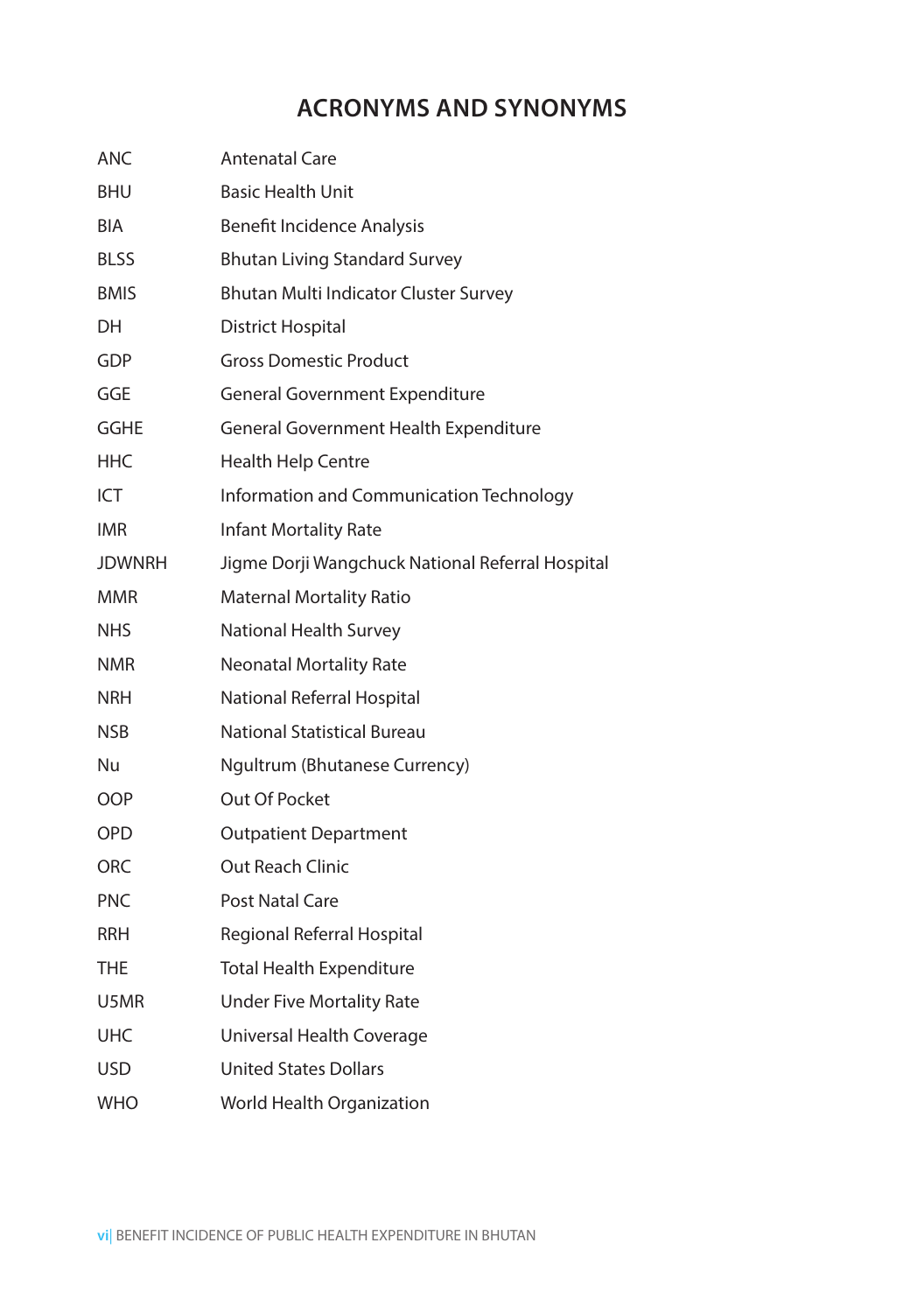# ACRONYMS AND SYNONYMS

| | |
|---|---|
| ANC | Antenatal Care |
| BHU | Basic Health Unit |
| BIA | Benefit Incidence Analysis |
| BLSS | Bhutan Living Standard Survey |
| BMIS | Bhutan Multi Indicator Cluster Survey |
| DH | District Hospital |
| GDP | Gross Domestic Product |
| GGE | General Government Expenditure |
| GGHE | General Government Health Expenditure |
| HHC | Health Help Centre |
| ICT | Information and Communication Technology |
| IMR | Infant Mortality Rate |
| JDWNRH | Jigme Dorji Wangchuck National Referral Hospital |
| MMR | Maternal Mortality Ratio |
| NHS | National Health Survey |
| NMR | Neonatal Mortality Rate |
| NRH | National Referral Hospital |
| NSB | National Statistical Bureau |
| Nu | Ngultrum (Bhutanese Currency) |
| OOP | Out Of Pocket |
| OPD | Outpatient Department |
| ORC | Out Reach Clinic |
| PNC | Post Natal Care |
| RRH | Regional Referral Hospital |
| THE | Total Health Expenditure |
| U5MR | Under Five Mortality Rate |
| UHC | Universal Health Coverage |
| USD | United States Dollars |
| WHO | World Health Organization |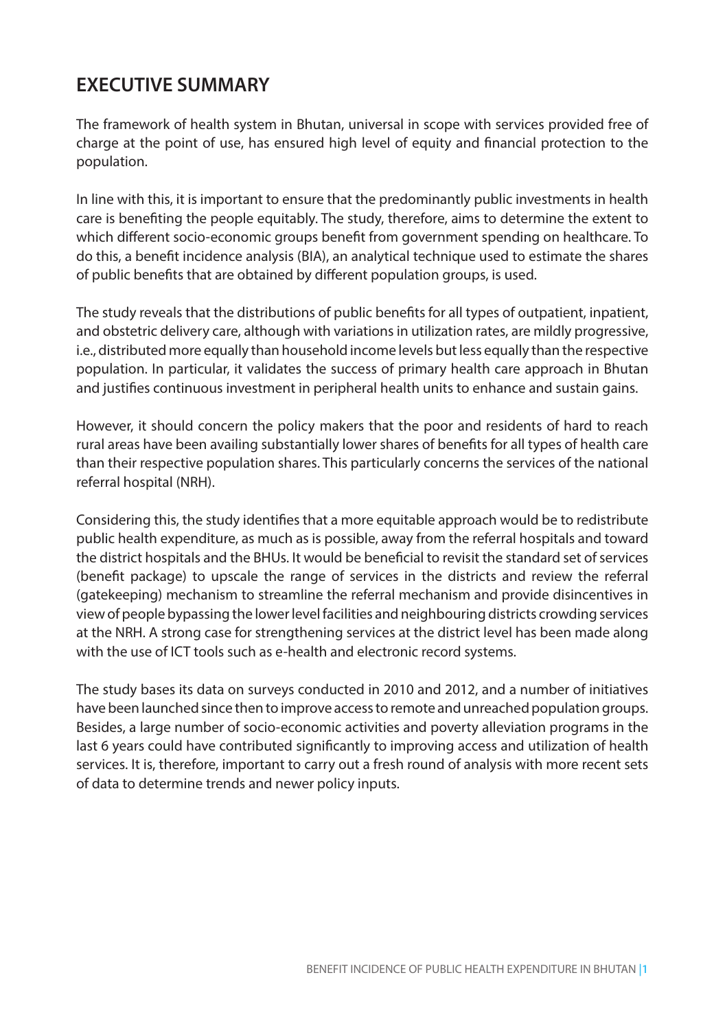## EXECUTIVE SUMMARY

The framework of health system in Bhutan, universal in scope with services provided free of charge at the point of use, has ensured high level of equity and financial protection to the population.

In line with this, it is important to ensure that the predominantly public investments in health care is benefiting the people equitably. The study, therefore, aims to determine the extent to which different socio-economic groups benefit from government spending on healthcare. To do this, a benefit incidence analysis (BIA), an analytical technique used to estimate the shares of public benefits that are obtained by different population groups, is used.

The study reveals that the distributions of public benefits for all types of outpatient, inpatient, and obstetric delivery care, although with variations in utilization rates, are mildly progressive, i.e., distributed more equally than household income levels but less equally than the respective population. In particular, it validates the success of primary health care approach in Bhutan and justifies continuous investment in peripheral health units to enhance and sustain gains.

However, it should concern the policy makers that the poor and residents of hard to reach rural areas have been availing substantially lower shares of benefits for all types of health care than their respective population shares. This particularly concerns the services of the national referral hospital (NRH).

Considering this, the study identifies that a more equitable approach would be to redistribute public health expenditure, as much as is possible, away from the referral hospitals and toward the district hospitals and the BHUs. It would be beneficial to revisit the standard set of services (benefit package) to upscale the range of services in the districts and review the referral (gatekeeping) mechanism to streamline the referral mechanism and provide disincentives in view of people bypassing the lower level facilities and neighbouring districts crowding services at the NRH. A strong case for strengthening services at the district level has been made along with the use of ICT tools such as e-health and electronic record systems.

The study bases its data on surveys conducted in 2010 and 2012, and a number of initiatives have been launched since then to improve access to remote and unreached population groups. Besides, a large number of socio-economic activities and poverty alleviation programs in the last 6 years could have contributed significantly to improving access and utilization of health services. It is, therefore, important to carry out a fresh round of analysis with more recent sets of data to determine trends and newer policy inputs.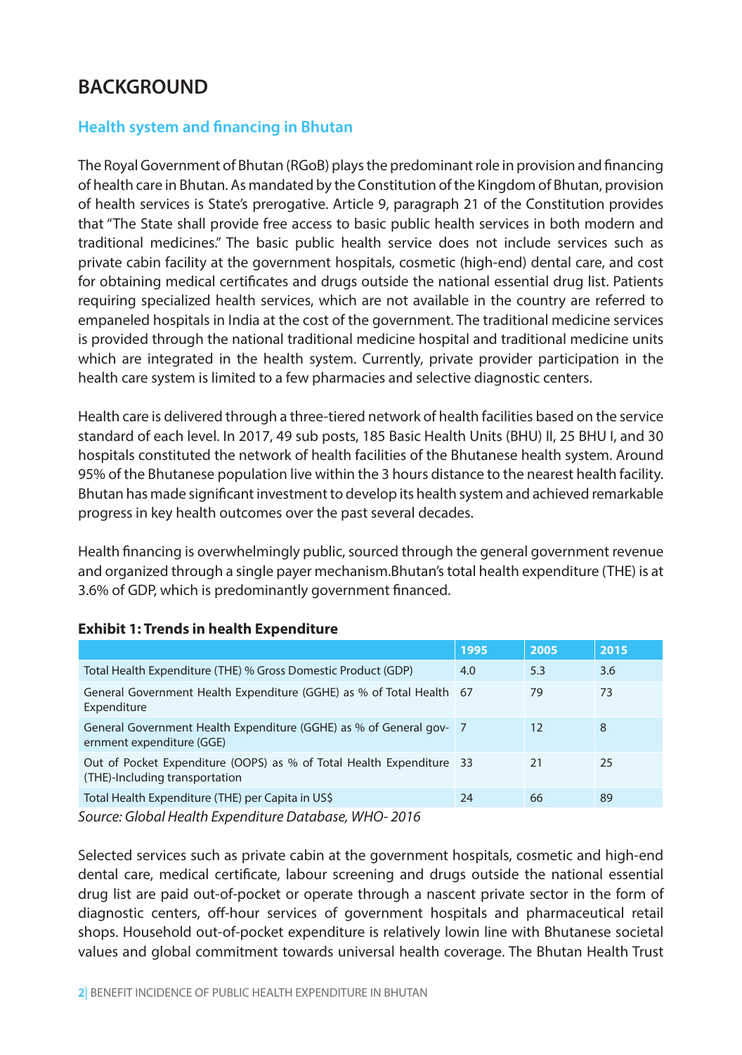# BACKGROUND

## Health system and financing in Bhutan

The Royal Government of Bhutan (RGoB) plays the predominant role in provision and financing of health care in Bhutan. As mandated by the Constitution of the Kingdom of Bhutan, provision of health services is State's prerogative. Article 9, paragraph 21 of the Constitution provides that "The State shall provide free access to basic public health services in both modern and traditional medicines." The basic public health service does not include services such as private cabin facility at the government hospitals, cosmetic (high-end) dental care, and cost for obtaining medical certificates and drugs outside the national essential drug list. Patients requiring specialized health services, which are not available in the country are referred to empaneled hospitals in India at the cost of the government. The traditional medicine services is provided through the national traditional medicine hospital and traditional medicine units which are integrated in the health system. Currently, private provider participation in the health care system is limited to a few pharmacies and selective diagnostic centers.

Health care is delivered through a three-tiered network of health facilities based on the service standard of each level. In 2017, 49 sub posts, 185 Basic Health Units (BHU) II, 25 BHU I, and 30 hospitals constituted the network of health facilities of the Bhutanese health system. Around 95% of the Bhutanese population live within the 3 hours distance to the nearest health facility. Bhutan has made significant investment to develop its health system and achieved remarkable progress in key health outcomes over the past several decades.

Health financing is overwhelmingly public, sourced through the general government revenue and organized through a single payer mechanism.Bhutan's total health expenditure (THE) is at 3.6% of GDP, which is predominantly government financed.

**Exhibit 1: Trends in health Expenditure**

| | 1995 | 2005 | 2015 |
|---|---|---|---|
| Total Health Expenditure (THE) % Gross Domestic Product (GDP) | 4.0 | 5.3 | 3.6 |
| General Government Health Expenditure (GGHE) as % of Total Health Expenditure | 67 | 79 | 73 |
| General Government Health Expenditure (GGHE) as % of General government expenditure (GGE) | 7 | 12 | 8 |
| Out of Pocket Expenditure (OOPS) as % of Total Health Expenditure (THE)-Including transportation | 33 | 21 | 25 |
| Total Health Expenditure (THE) per Capita in US$ | 24 | 66 | 89 |

*Source: Global Health Expenditure Database, WHO- 2016*

Selected services such as private cabin at the government hospitals, cosmetic and high-end dental care, medical certificate, labour screening and drugs outside the national essential drug list are paid out-of-pocket or operate through a nascent private sector in the form of diagnostic centers, off-hour services of government hospitals and pharmaceutical retail shops. Household out-of-pocket expenditure is relatively lowin line with Bhutanese societal values and global commitment towards universal health coverage. The Bhutan Health Trust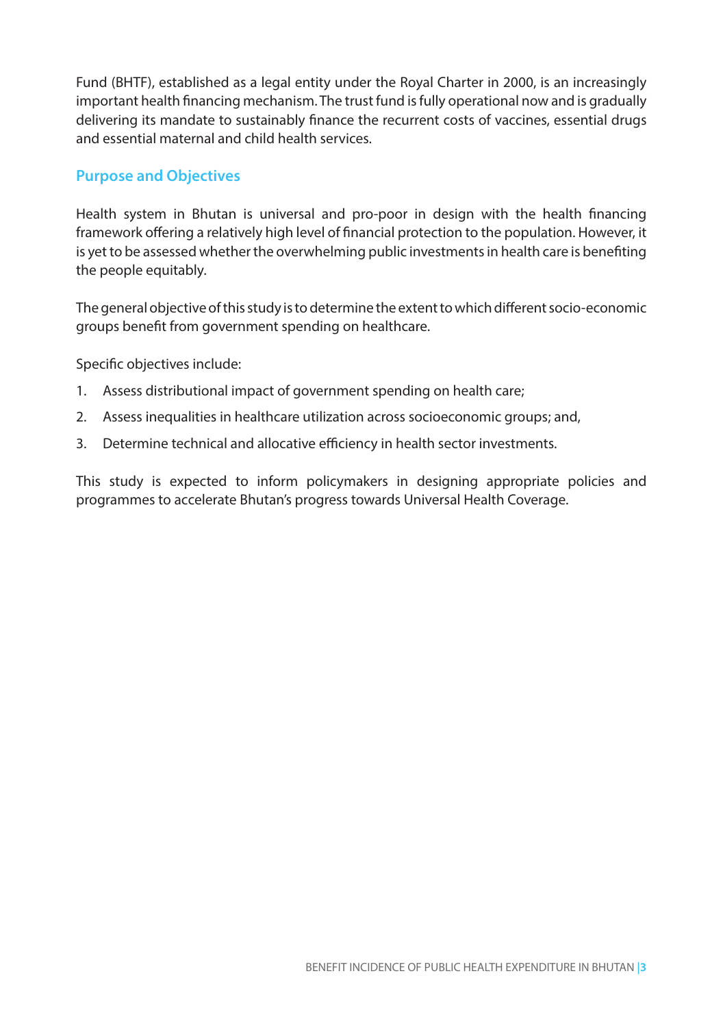Fund (BHTF), established as a legal entity under the Royal Charter in 2000, is an increasingly important health financing mechanism. The trust fund is fully operational now and is gradually delivering its mandate to sustainably finance the recurrent costs of vaccines, essential drugs and essential maternal and child health services.

## Purpose and Objectives

Health system in Bhutan is universal and pro-poor in design with the health financing framework offering a relatively high level of financial protection to the population. However, it is yet to be assessed whether the overwhelming public investments in health care is benefiting the people equitably.

The general objective of this study is to determine the extent to which different socio-economic groups benefit from government spending on healthcare.

Specific objectives include:

1. Assess distributional impact of government spending on health care;
2. Assess inequalities in healthcare utilization across socioeconomic groups; and,
3. Determine technical and allocative efficiency in health sector investments.

This study is expected to inform policymakers in designing appropriate policies and programmes to accelerate Bhutan's progress towards Universal Health Coverage.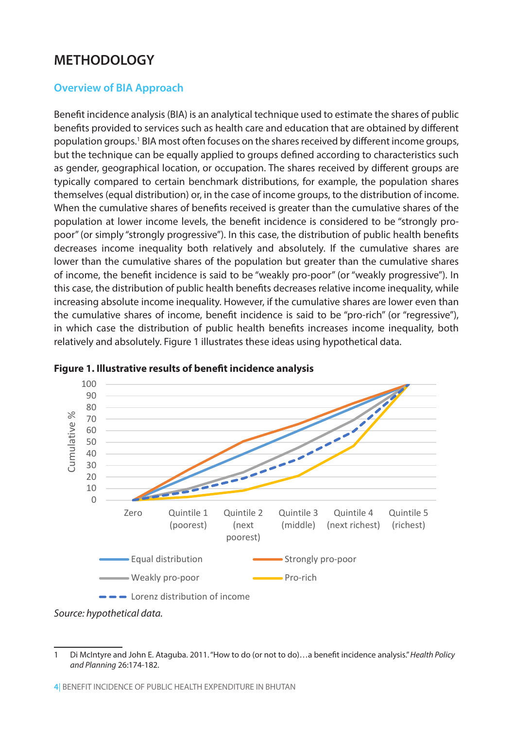# METHODOLOGY

## Overview of BIA Approach

Benefit incidence analysis (BIA) is an analytical technique used to estimate the shares of public benefits provided to services such as health care and education that are obtained by different population groups.[1] BIA most often focuses on the shares received by different income groups, but the technique can be equally applied to groups defined according to characteristics such as gender, geographical location, or occupation. The shares received by different groups are typically compared to certain benchmark distributions, for example, the population shares themselves (equal distribution) or, in the case of income groups, to the distribution of income. When the cumulative shares of benefits received is greater than the cumulative shares of the population at lower income levels, the benefit incidence is considered to be "strongly pro-poor" (or simply "strongly progressive"). In this case, the distribution of public health benefits decreases income inequality both relatively and absolutely. If the cumulative shares are lower than the cumulative shares of the population but greater than the cumulative shares of income, the benefit incidence is said to be "weakly pro-poor" (or "weakly progressive"). In this case, the distribution of public health benefits decreases relative income inequality, while increasing absolute income inequality. However, if the cumulative shares are lower even than the cumulative shares of income, benefit incidence is said to be "pro-rich" (or "regressive"), in which case the distribution of public health benefits increases income inequality, both relatively and absolutely. Figure 1 illustrates these ideas using hypothetical data.

**Figure 1. Illustrative results of benefit incidence analysis**

*Source: hypothetical data.*

---

1 Di McIntyre and John E. Ataguba. 2011. "How to do (or not to do)…a benefit incidence analysis." *Health Policy and Planning* 26:174-182.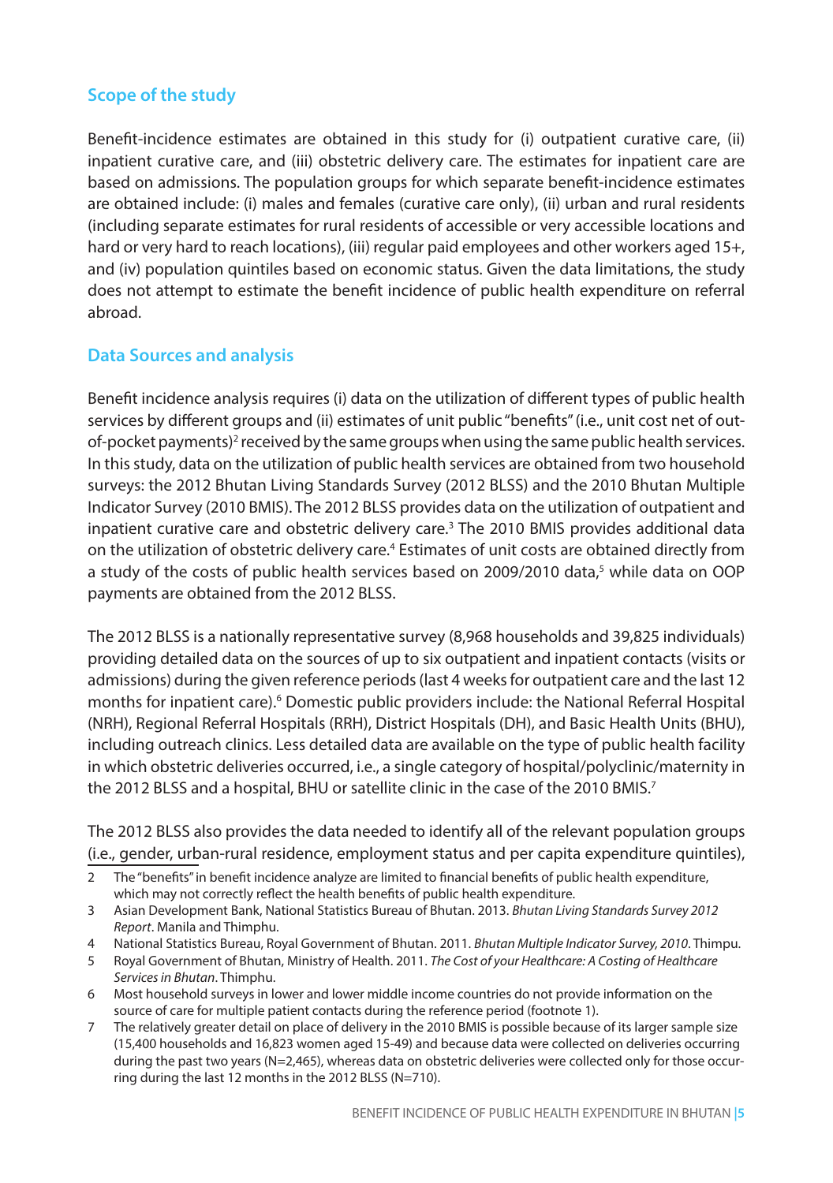## Scope of the study

Benefit-incidence estimates are obtained in this study for (i) outpatient curative care, (ii) inpatient curative care, and (iii) obstetric delivery care. The estimates for inpatient care are based on admissions. The population groups for which separate benefit-incidence estimates are obtained include: (i) males and females (curative care only), (ii) urban and rural residents (including separate estimates for rural residents of accessible or very accessible locations and hard or very hard to reach locations), (iii) regular paid employees and other workers aged 15+, and (iv) population quintiles based on economic status. Given the data limitations, the study does not attempt to estimate the benefit incidence of public health expenditure on referral abroad.

## Data Sources and analysis

Benefit incidence analysis requires (i) data on the utilization of different types of public health services by different groups and (ii) estimates of unit public "benefits" (i.e., unit cost net of out-of-pocket payments)[2] received by the same groups when using the same public health services. In this study, data on the utilization of public health services are obtained from two household surveys: the 2012 Bhutan Living Standards Survey (2012 BLSS) and the 2010 Bhutan Multiple Indicator Survey (2010 BMIS). The 2012 BLSS provides data on the utilization of outpatient and inpatient curative care and obstetric delivery care.[3] The 2010 BMIS provides additional data on the utilization of obstetric delivery care.[4] Estimates of unit costs are obtained directly from a study of the costs of public health services based on 2009/2010 data,[5] while data on OOP payments are obtained from the 2012 BLSS.

The 2012 BLSS is a nationally representative survey (8,968 households and 39,825 individuals) providing detailed data on the sources of up to six outpatient and inpatient contacts (visits or admissions) during the given reference periods (last 4 weeks for outpatient care and the last 12 months for inpatient care).[6] Domestic public providers include: the National Referral Hospital (NRH), Regional Referral Hospitals (RRH), District Hospitals (DH), and Basic Health Units (BHU), including outreach clinics. Less detailed data are available on the type of public health facility in which obstetric deliveries occurred, i.e., a single category of hospital/polyclinic/maternity in the 2012 BLSS and a hospital, BHU or satellite clinic in the case of the 2010 BMIS.[7]

The 2012 BLSS also provides the data needed to identify all of the relevant population groups (i.e., gender, urban-rural residence, employment status and per capita expenditure quintiles),

---

2 The "benefits" in benefit incidence analyze are limited to financial benefits of public health expenditure, which may not correctly reflect the health benefits of public health expenditure.

3 Asian Development Bank, National Statistics Bureau of Bhutan. 2013. *Bhutan Living Standards Survey 2012 Report*. Manila and Thimphu.

4 National Statistics Bureau, Royal Government of Bhutan. 2011. *Bhutan Multiple Indicator Survey, 2010*. Thimpu.

5 Royal Government of Bhutan, Ministry of Health. 2011. *The Cost of your Healthcare: A Costing of Healthcare Services in Bhutan*. Thimphu.

6 Most household surveys in lower and lower middle income countries do not provide information on the source of care for multiple patient contacts during the reference period (footnote 1).

7 The relatively greater detail on place of delivery in the 2010 BMIS is possible because of its larger sample size (15,400 households and 16,823 women aged 15-49) and because data were collected on deliveries occurring during the past two years (N=2,465), whereas data on obstetric deliveries were collected only for those occurring during the last 12 months in the 2012 BLSS (N=710).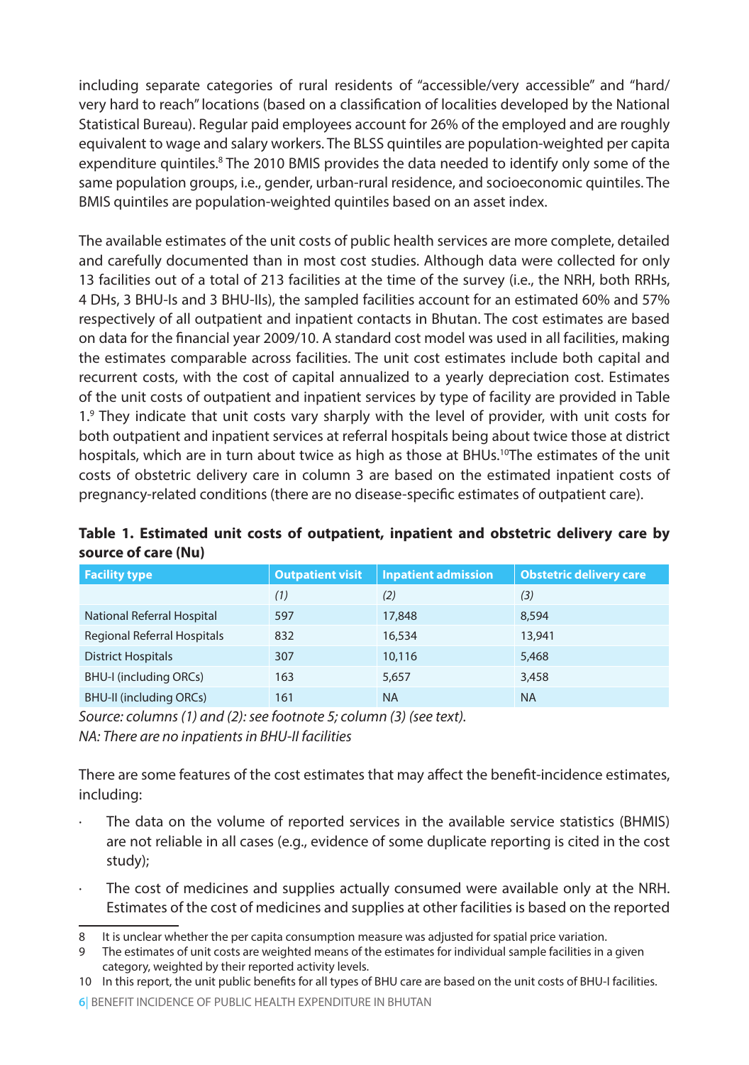including separate categories of rural residents of "accessible/very accessible" and "hard/very hard to reach" locations (based on a classification of localities developed by the National Statistical Bureau). Regular paid employees account for 26% of the employed and are roughly equivalent to wage and salary workers. The BLSS quintiles are population-weighted per capita expenditure quintiles.[8] The 2010 BMIS provides the data needed to identify only some of the same population groups, i.e., gender, urban-rural residence, and socioeconomic quintiles. The BMIS quintiles are population-weighted quintiles based on an asset index.

The available estimates of the unit costs of public health services are more complete, detailed and carefully documented than in most cost studies. Although data were collected for only 13 facilities out of a total of 213 facilities at the time of the survey (i.e., the NRH, both RRHs, 4 DHs, 3 BHU-Is and 3 BHU-IIs), the sampled facilities account for an estimated 60% and 57% respectively of all outpatient and inpatient contacts in Bhutan. The cost estimates are based on data for the financial year 2009/10. A standard cost model was used in all facilities, making the estimates comparable across facilities. The unit cost estimates include both capital and recurrent costs, with the cost of capital annualized to a yearly depreciation cost. Estimates of the unit costs of outpatient and inpatient services by type of facility are provided in Table 1.[9] They indicate that unit costs vary sharply with the level of provider, with unit costs for both outpatient and inpatient services at referral hospitals being about twice those at district hospitals, which are in turn about twice as high as those at BHUs.[10] The estimates of the unit costs of obstetric delivery care in column 3 are based on the estimated inpatient costs of pregnancy-related conditions (there are no disease-specific estimates of outpatient care).

**Table 1. Estimated unit costs of outpatient, inpatient and obstetric delivery care by source of care (Nu)**

| Facility type | Outpatient visit | Inpatient admission | Obstetric delivery care |
|---|---|---|---|
| | *(1)* | *(2)* | *(3)* |
| National Referral Hospital | 597 | 17,848 | 8,594 |
| Regional Referral Hospitals | 832 | 16,534 | 13,941 |
| District Hospitals | 307 | 10,116 | 5,468 |
| BHU-I (including ORCs) | 163 | 5,657 | 3,458 |
| BHU-II (including ORCs) | 161 | NA | NA |

*Source: columns (1) and (2): see footnote 5; column (3) (see text).*
*NA: There are no inpatients in BHU-II facilities*

There are some features of the cost estimates that may affect the benefit-incidence estimates, including:

- The data on the volume of reported services in the available service statistics (BHMIS) are not reliable in all cases (e.g., evidence of some duplicate reporting is cited in the cost study);
- The cost of medicines and supplies actually consumed were available only at the NRH. Estimates of the cost of medicines and supplies at other facilities is based on the reported

---

8 It is unclear whether the per capita consumption measure was adjusted for spatial price variation.

9 The estimates of unit costs are weighted means of the estimates for individual sample facilities in a given category, weighted by their reported activity levels.

10 In this report, the unit public benefits for all types of BHU care are based on the unit costs of BHU-I facilities.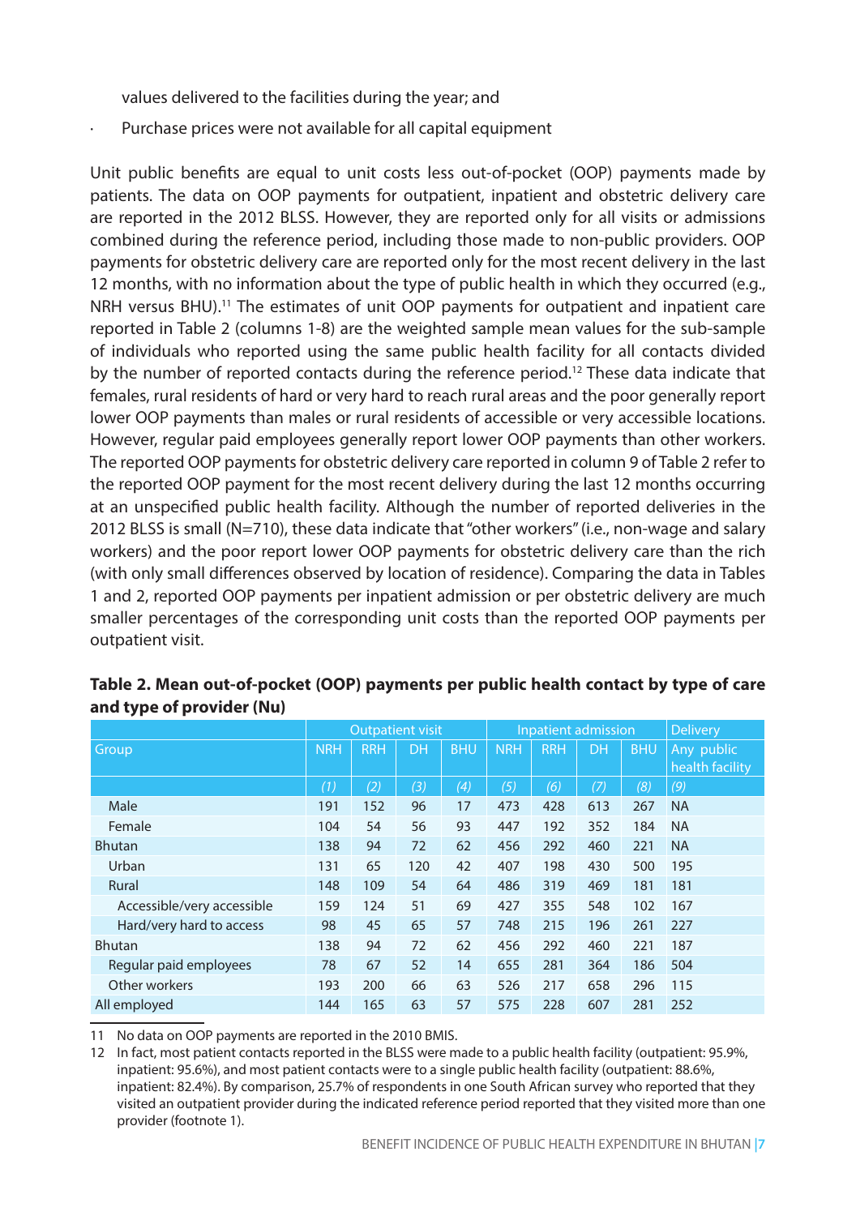values delivered to the facilities during the year; and

- Purchase prices were not available for all capital equipment

Unit public benefits are equal to unit costs less out-of-pocket (OOP) payments made by patients. The data on OOP payments for outpatient, inpatient and obstetric delivery care are reported in the 2012 BLSS. However, they are reported only for all visits or admissions combined during the reference period, including those made to non-public providers. OOP payments for obstetric delivery care are reported only for the most recent delivery in the last 12 months, with no information about the type of public health in which they occurred (e.g., NRH versus BHU).[11] The estimates of unit OOP payments for outpatient and inpatient care reported in Table 2 (columns 1-8) are the weighted sample mean values for the sub-sample of individuals who reported using the same public health facility for all contacts divided by the number of reported contacts during the reference period.[12] These data indicate that females, rural residents of hard or very hard to reach rural areas and the poor generally report lower OOP payments than males or rural residents of accessible or very accessible locations. However, regular paid employees generally report lower OOP payments than other workers. The reported OOP payments for obstetric delivery care reported in column 9 of Table 2 refer to the reported OOP payment for the most recent delivery during the last 12 months occurring at an unspecified public health facility. Although the number of reported deliveries in the 2012 BLSS is small (N=710), these data indicate that "other workers" (i.e., non-wage and salary workers) and the poor report lower OOP payments for obstetric delivery care than the rich (with only small differences observed by location of residence). Comparing the data in Tables 1 and 2, reported OOP payments per inpatient admission or per obstetric delivery are much smaller percentages of the corresponding unit costs than the reported OOP payments per outpatient visit.

**Table 2. Mean out-of-pocket (OOP) payments per public health contact by type of care and type of provider (Nu)**

| Group | Outpatient visit | | | | Inpatient admission | | | | Delivery |
|---|---|---|---|---|---|---|---|---|---|
| | NRH | RRH | DH | BHU | NRH | RRH | DH | BHU | Any public health facility |
| | (1) | (2) | (3) | (4) | (5) | (6) | (7) | (8) | (9) |
| Male | 191 | 152 | 96 | 17 | 473 | 428 | 613 | 267 | NA |
| Female | 104 | 54 | 56 | 93 | 447 | 192 | 352 | 184 | NA |
| Bhutan | 138 | 94 | 72 | 62 | 456 | 292 | 460 | 221 | NA |
| Urban | 131 | 65 | 120 | 42 | 407 | 198 | 430 | 500 | 195 |
| Rural | 148 | 109 | 54 | 64 | 486 | 319 | 469 | 181 | 181 |
| Accessible/very accessible | 159 | 124 | 51 | 69 | 427 | 355 | 548 | 102 | 167 |
| Hard/very hard to access | 98 | 45 | 65 | 57 | 748 | 215 | 196 | 261 | 227 |
| Bhutan | 138 | 94 | 72 | 62 | 456 | 292 | 460 | 221 | 187 |
| Regular paid employees | 78 | 67 | 52 | 14 | 655 | 281 | 364 | 186 | 504 |
| Other workers | 193 | 200 | 66 | 63 | 526 | 217 | 658 | 296 | 115 |
| All employed | 144 | 165 | 63 | 57 | 575 | 228 | 607 | 281 | 252 |

11 No data on OOP payments are reported in the 2010 BMIS.

12 In fact, most patient contacts reported in the BLSS were made to a public health facility (outpatient: 95.9%, inpatient: 95.6%), and most patient contacts were to a single public health facility (outpatient: 88.6%, inpatient: 82.4%). By comparison, 25.7% of respondents in one South African survey who reported that they visited an outpatient provider during the indicated reference period reported that they visited more than one provider (footnote 1).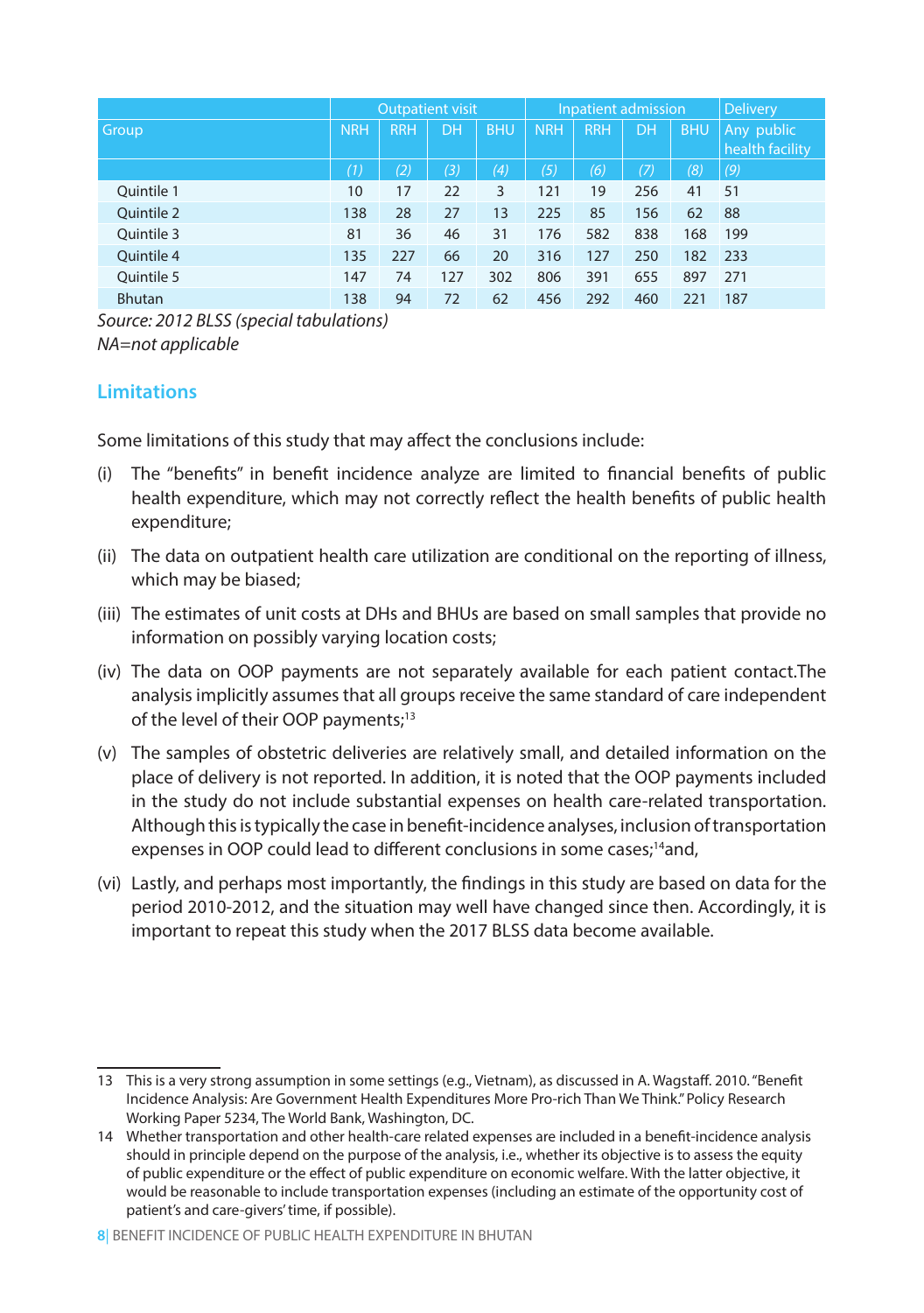| Group | Outpatient visit | | | | Inpatient admission | | | | Delivery |
|---|---|---|---|---|---|---|---|---|---|
| | NRH | RRH | DH | BHU | NRH | RRH | DH | BHU | Any public health facility |
| | (1) | (2) | (3) | (4) | (5) | (6) | (7) | (8) | (9) |
| Quintile 1 | 10 | 17 | 22 | 3 | 121 | 19 | 256 | 41 | 51 |
| Quintile 2 | 138 | 28 | 27 | 13 | 225 | 85 | 156 | 62 | 88 |
| Quintile 3 | 81 | 36 | 46 | 31 | 176 | 582 | 838 | 168 | 199 |
| Quintile 4 | 135 | 227 | 66 | 20 | 316 | 127 | 250 | 182 | 233 |
| Quintile 5 | 147 | 74 | 127 | 302 | 806 | 391 | 655 | 897 | 271 |
| Bhutan | 138 | 94 | 72 | 62 | 456 | 292 | 460 | 221 | 187 |

*Source: 2012 BLSS (special tabulations)*
*NA=not applicable*

## Limitations

Some limitations of this study that may affect the conclusions include:

(i) The "benefits" in benefit incidence analyze are limited to financial benefits of public health expenditure, which may not correctly reflect the health benefits of public health expenditure;

(ii) The data on outpatient health care utilization are conditional on the reporting of illness, which may be biased;

(iii) The estimates of unit costs at DHs and BHUs are based on small samples that provide no information on possibly varying location costs;

(iv) The data on OOP payments are not separately available for each patient contact.The analysis implicitly assumes that all groups receive the same standard of care independent of the level of their OOP payments;[13]

(v) The samples of obstetric deliveries are relatively small, and detailed information on the place of delivery is not reported. In addition, it is noted that the OOP payments included in the study do not include substantial expenses on health care-related transportation. Although this is typically the case in benefit-incidence analyses, inclusion of transportation expenses in OOP could lead to different conclusions in some cases;[14]and,

(vi) Lastly, and perhaps most importantly, the findings in this study are based on data for the period 2010-2012, and the situation may well have changed since then. Accordingly, it is important to repeat this study when the 2017 BLSS data become available.

---

13 This is a very strong assumption in some settings (e.g., Vietnam), as discussed in A. Wagstaff. 2010. "Benefit Incidence Analysis: Are Government Health Expenditures More Pro-rich Than We Think." Policy Research Working Paper 5234, The World Bank, Washington, DC.

14 Whether transportation and other health-care related expenses are included in a benefit-incidence analysis should in principle depend on the purpose of the analysis, i.e., whether its objective is to assess the equity of public expenditure or the effect of public expenditure on economic welfare. With the latter objective, it would be reasonable to include transportation expenses (including an estimate of the opportunity cost of patient's and care-givers' time, if possible).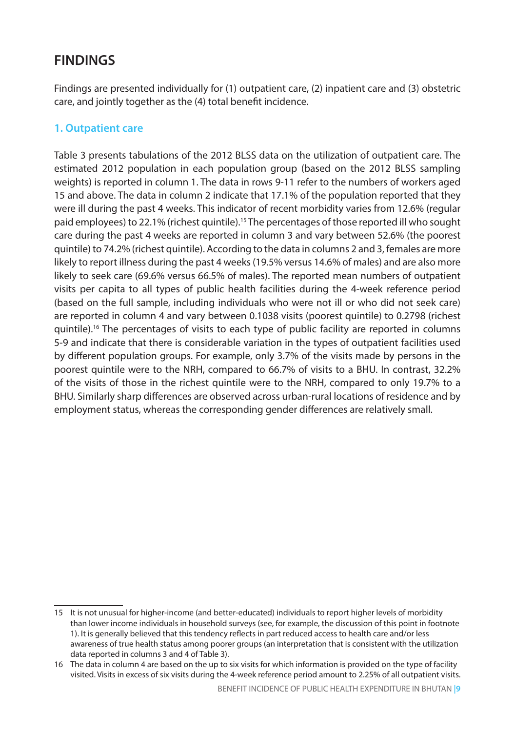## FINDINGS

Findings are presented individually for (1) outpatient care, (2) inpatient care and (3) obstetric care, and jointly together as the (4) total benefit incidence.

### 1. Outpatient care

Table 3 presents tabulations of the 2012 BLSS data on the utilization of outpatient care. The estimated 2012 population in each population group (based on the 2012 BLSS sampling weights) is reported in column 1. The data in rows 9-11 refer to the numbers of workers aged 15 and above. The data in column 2 indicate that 17.1% of the population reported that they were ill during the past 4 weeks. This indicator of recent morbidity varies from 12.6% (regular paid employees) to 22.1% (richest quintile).[15] The percentages of those reported ill who sought care during the past 4 weeks are reported in column 3 and vary between 52.6% (the poorest quintile) to 74.2% (richest quintile). According to the data in columns 2 and 3, females are more likely to report illness during the past 4 weeks (19.5% versus 14.6% of males) and are also more likely to seek care (69.6% versus 66.5% of males). The reported mean numbers of outpatient visits per capita to all types of public health facilities during the 4-week reference period (based on the full sample, including individuals who were not ill or who did not seek care) are reported in column 4 and vary between 0.1038 visits (poorest quintile) to 0.2798 (richest quintile).[16] The percentages of visits to each type of public facility are reported in columns 5-9 and indicate that there is considerable variation in the types of outpatient facilities used by different population groups. For example, only 3.7% of the visits made by persons in the poorest quintile were to the NRH, compared to 66.7% of visits to a BHU. In contrast, 32.2% of the visits of those in the richest quintile were to the NRH, compared to only 19.7% to a BHU. Similarly sharp differences are observed across urban-rural locations of residence and by employment status, whereas the corresponding gender differences are relatively small.

---

15 It is not unusual for higher-income (and better-educated) individuals to report higher levels of morbidity than lower income individuals in household surveys (see, for example, the discussion of this point in footnote 1). It is generally believed that this tendency reflects in part reduced access to health care and/or less awareness of true health status among poorer groups (an interpretation that is consistent with the utilization data reported in columns 3 and 4 of Table 3).

16 The data in column 4 are based on the up to six visits for which information is provided on the type of facility visited. Visits in excess of six visits during the 4-week reference period amount to 2.25% of all outpatient visits.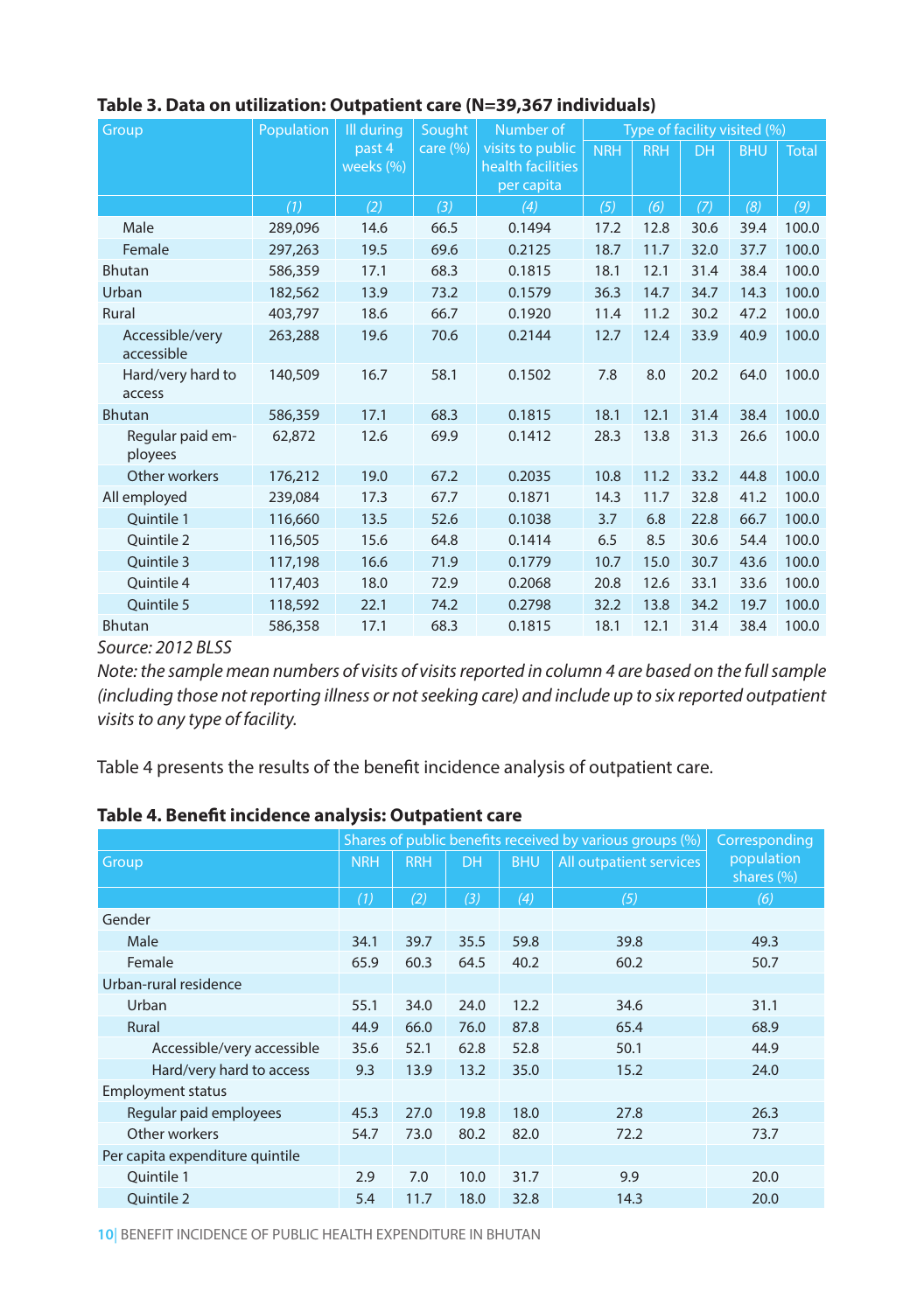**Table 3. Data on utilization: Outpatient care (N=39,367 individuals)**

| Group | Population | Ill during past 4 weeks (%) | Sought care (%) | Number of visits to public health facilities per capita | Type of facility visited (%) | | | | |
|---|---|---|---|---|---|---|---|---|---|
| | | | | | NRH | RRH | DH | BHU | Total |
| | (1) | (2) | (3) | (4) | (5) | (6) | (7) | (8) | (9) |
| Male | 289,096 | 14.6 | 66.5 | 0.1494 | 17.2 | 12.8 | 30.6 | 39.4 | 100.0 |
| Female | 297,263 | 19.5 | 69.6 | 0.2125 | 18.7 | 11.7 | 32.0 | 37.7 | 100.0 |
| Bhutan | 586,359 | 17.1 | 68.3 | 0.1815 | 18.1 | 12.1 | 31.4 | 38.4 | 100.0 |
| Urban | 182,562 | 13.9 | 73.2 | 0.1579 | 36.3 | 14.7 | 34.7 | 14.3 | 100.0 |
| Rural | 403,797 | 18.6 | 66.7 | 0.1920 | 11.4 | 11.2 | 30.2 | 47.2 | 100.0 |
| Accessible/very accessible | 263,288 | 19.6 | 70.6 | 0.2144 | 12.7 | 12.4 | 33.9 | 40.9 | 100.0 |
| Hard/very hard to access | 140,509 | 16.7 | 58.1 | 0.1502 | 7.8 | 8.0 | 20.2 | 64.0 | 100.0 |
| Bhutan | 586,359 | 17.1 | 68.3 | 0.1815 | 18.1 | 12.1 | 31.4 | 38.4 | 100.0 |
| Regular paid employees | 62,872 | 12.6 | 69.9 | 0.1412 | 28.3 | 13.8 | 31.3 | 26.6 | 100.0 |
| Other workers | 176,212 | 19.0 | 67.2 | 0.2035 | 10.8 | 11.2 | 33.2 | 44.8 | 100.0 |
| All employed | 239,084 | 17.3 | 67.7 | 0.1871 | 14.3 | 11.7 | 32.8 | 41.2 | 100.0 |
| Quintile 1 | 116,660 | 13.5 | 52.6 | 0.1038 | 3.7 | 6.8 | 22.8 | 66.7 | 100.0 |
| Quintile 2 | 116,505 | 15.6 | 64.8 | 0.1414 | 6.5 | 8.5 | 30.6 | 54.4 | 100.0 |
| Quintile 3 | 117,198 | 16.6 | 71.9 | 0.1779 | 10.7 | 15.0 | 30.7 | 43.6 | 100.0 |
| Quintile 4 | 117,403 | 18.0 | 72.9 | 0.2068 | 20.8 | 12.6 | 33.1 | 33.6 | 100.0 |
| Quintile 5 | 118,592 | 22.1 | 74.2 | 0.2798 | 32.2 | 13.8 | 34.2 | 19.7 | 100.0 |
| Bhutan | 586,358 | 17.1 | 68.3 | 0.1815 | 18.1 | 12.1 | 31.4 | 38.4 | 100.0 |

*Source: 2012 BLSS*

*Note: the sample mean numbers of visits of visits reported in column 4 are based on the full sample (including those not reporting illness or not seeking care) and include up to six reported outpatient visits to any type of facility.*

Table 4 presents the results of the benefit incidence analysis of outpatient care.

**Table 4. Benefit incidence analysis: Outpatient care**

| Group | Shares of public benefits received by various groups (%) | | | | | Corresponding population shares (%) |
|---|---|---|---|---|---|---|
| | NRH | RRH | DH | BHU | All outpatient services | |
| | (1) | (2) | (3) | (4) | (5) | (6) |
| Gender | | | | | | |
| Male | 34.1 | 39.7 | 35.5 | 59.8 | 39.8 | 49.3 |
| Female | 65.9 | 60.3 | 64.5 | 40.2 | 60.2 | 50.7 |
| Urban-rural residence | | | | | | |
| Urban | 55.1 | 34.0 | 24.0 | 12.2 | 34.6 | 31.1 |
| Rural | 44.9 | 66.0 | 76.0 | 87.8 | 65.4 | 68.9 |
| Accessible/very accessible | 35.6 | 52.1 | 62.8 | 52.8 | 50.1 | 44.9 |
| Hard/very hard to access | 9.3 | 13.9 | 13.2 | 35.0 | 15.2 | 24.0 |
| Employment status | | | | | | |
| Regular paid employees | 45.3 | 27.0 | 19.8 | 18.0 | 27.8 | 26.3 |
| Other workers | 54.7 | 73.0 | 80.2 | 82.0 | 72.2 | 73.7 |
| Per capita expenditure quintile | | | | | | |
| Quintile 1 | 2.9 | 7.0 | 10.0 | 31.7 | 9.9 | 20.0 |
| Quintile 2 | 5.4 | 11.7 | 18.0 | 32.8 | 14.3 | 20.0 |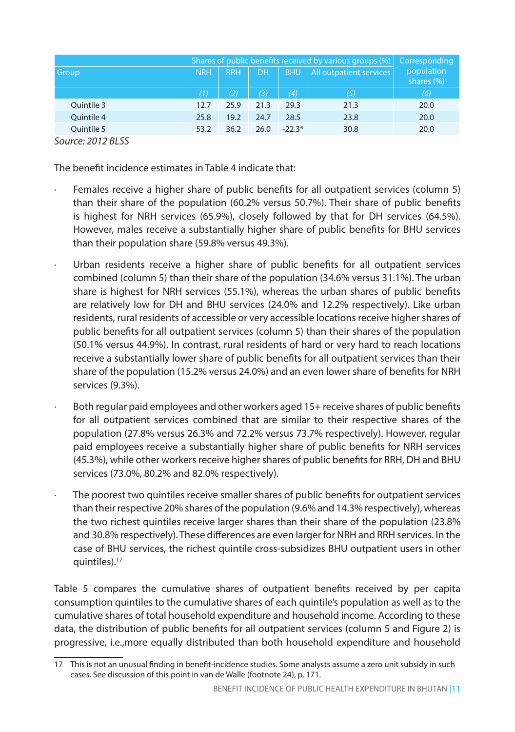| Group | Shares of public benefits received by various groups (%) | | | | | Corresponding population shares (%) |
|---|---|---|---|---|---|---|
| | NRH | RRH | DH | BHU | All outpatient services | |
| | (1) | (2) | (3) | (4) | (5) | (6) |
| Quintile 3 | 12.7 | 25.9 | 21.3 | 29.3 | 21.3 | 20.0 |
| Quintile 4 | 25.8 | 19.2 | 24.7 | 28.5 | 23.8 | 20.0 |
| Quintile 5 | 53.2 | 36.2 | 26.0 | -22.3* | 30.8 | 20.0 |

*Source: 2012 BLSS*

The benefit incidence estimates in Table 4 indicate that:

- Females receive a higher share of public benefits for all outpatient services (column 5) than their share of the population (60.2% versus 50.7%). Their share of public benefits is highest for NRH services (65.9%), closely followed by that for DH services (64.5%). However, males receive a substantially higher share of public benefits for BHU services than their population share (59.8% versus 49.3%).

- Urban residents receive a higher share of public benefits for all outpatient services combined (column 5) than their share of the population (34.6% versus 31.1%). The urban share is highest for NRH services (55.1%), whereas the urban shares of public benefits are relatively low for DH and BHU services (24.0% and 12.2% respectively). Like urban residents, rural residents of accessible or very accessible locations receive higher shares of public benefits for all outpatient services (column 5) than their shares of the population (50.1% versus 44.9%). In contrast, rural residents of hard or very hard to reach locations receive a substantially lower share of public benefits for all outpatient services than their share of the population (15.2% versus 24.0%) and an even lower share of benefits for NRH services (9.3%).

- Both regular paid employees and other workers aged 15+ receive shares of public benefits for all outpatient services combined that are similar to their respective shares of the population (27.8% versus 26.3% and 72.2% versus 73.7% respectively). However, regular paid employees receive a substantially higher share of public benefits for NRH services (45.3%), while other workers receive higher shares of public benefits for RRH, DH and BHU services (73.0%, 80.2% and 82.0% respectively).

- The poorest two quintiles receive smaller shares of public benefits for outpatient services than their respective 20% shares of the population (9.6% and 14.3% respectively), whereas the two richest quintiles receive larger shares than their share of the population (23.8% and 30.8% respectively). These differences are even larger for NRH and RRH services. In the case of BHU services, the richest quintile cross-subsidizes BHU outpatient users in other quintiles).[17]

Table 5 compares the cumulative shares of outpatient benefits received by per capita consumption quintiles to the cumulative shares of each quintile's population as well as to the cumulative shares of total household expenditure and household income. According to these data, the distribution of public benefits for all outpatient services (column 5 and Figure 2) is progressive, i.e.,more equally distributed than both household expenditure and household

17 This is not an unusual finding in benefit-incidence studies. Some analysts assume a zero unit subsidy in such cases. See discussion of this point in van de Walle (footnote 24), p. 171.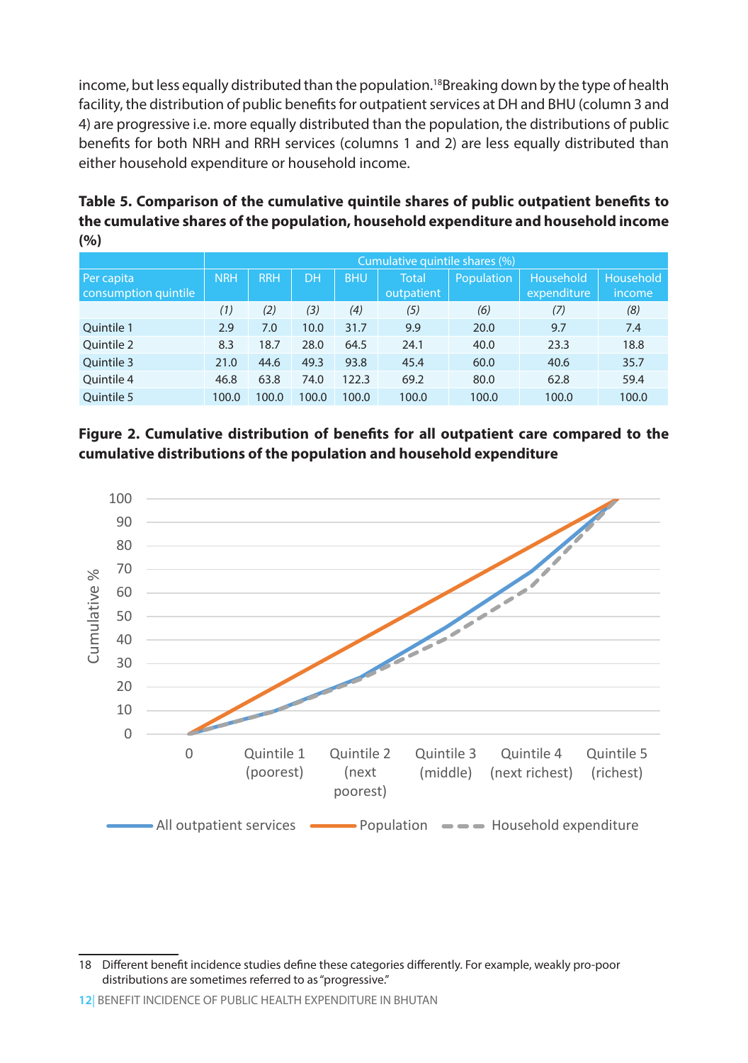income, but less equally distributed than the population.[18] Breaking down by the type of health facility, the distribution of public benefits for outpatient services at DH and BHU (column 3 and 4) are progressive i.e. more equally distributed than the population, the distributions of public benefits for both NRH and RRH services (columns 1 and 2) are less equally distributed than either household expenditure or household income.

**Table 5. Comparison of the cumulative quintile shares of public outpatient benefits to the cumulative shares of the population, household expenditure and household income (%)**

| | Cumulative quintile shares (%) | | | | | | | |
|---|---|---|---|---|---|---|---|---|
| Per capita consumption quintile | NRH | RRH | DH | BHU | Total outpatient | Population | Household expenditure | Household income |
| | *(1)* | *(2)* | *(3)* | *(4)* | *(5)* | *(6)* | *(7)* | *(8)* |
| Quintile 1 | 2.9 | 7.0 | 10.0 | 31.7 | 9.9 | 20.0 | 9.7 | 7.4 |
| Quintile 2 | 8.3 | 18.7 | 28.0 | 64.5 | 24.1 | 40.0 | 23.3 | 18.8 |
| Quintile 3 | 21.0 | 44.6 | 49.3 | 93.8 | 45.4 | 60.0 | 40.6 | 35.7 |
| Quintile 4 | 46.8 | 63.8 | 74.0 | 122.3 | 69.2 | 80.0 | 62.8 | 59.4 |
| Quintile 5 | 100.0 | 100.0 | 100.0 | 100.0 | 100.0 | 100.0 | 100.0 | 100.0 |

**Figure 2. Cumulative distribution of benefits for all outpatient care compared to the cumulative distributions of the population and household expenditure**

18 Different benefit incidence studies define these categories differently. For example, weakly pro-poor distributions are sometimes referred to as "progressive."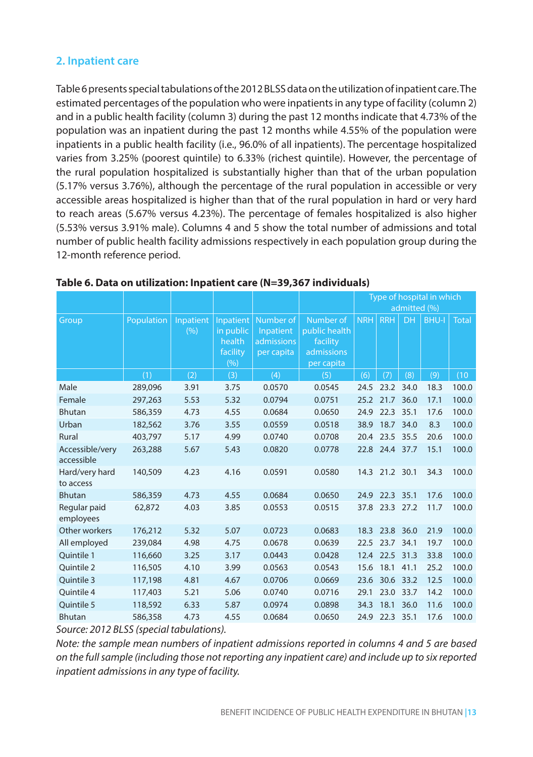## 2. Inpatient care

Table 6 presents special tabulations of the 2012 BLSS data on the utilization of inpatient care. The estimated percentages of the population who were inpatients in any type of facility (column 2) and in a public health facility (column 3) during the past 12 months indicate that 4.73% of the population was an inpatient during the past 12 months while 4.55% of the population were inpatients in a public health facility (i.e., 96.0% of all inpatients). The percentage hospitalized varies from 3.25% (poorest quintile) to 6.33% (richest quintile). However, the percentage of the rural population hospitalized is substantially higher than that of the urban population (5.17% versus 3.76%), although the percentage of the rural population in accessible or very accessible areas hospitalized is higher than that of the rural population in hard or very hard to reach areas (5.67% versus 4.23%). The percentage of females hospitalized is also higher (5.53% versus 3.91% male). Columns 4 and 5 show the total number of admissions and total number of public health facility admissions respectively in each population group during the 12-month reference period.

**Table 6. Data on utilization: Inpatient care (N=39,367 individuals)**

| Group | Population | Inpatient (%) | Inpatient in public health facility (%) | Number of Inpatient admissions per capita | Number of public health facility admissions per capita | Type of hospital in which admitted (%) | | | | |
|---|---|---|---|---|---|---|---|---|---|---|
| | | | | | | NRH | RRH | DH | BHU-I | Total |
| | (1) | (2) | (3) | (4) | (5) | (6) | (7) | (8) | (9) | (10 |
| Male | 289,096 | 3.91 | 3.75 | 0.0570 | 0.0545 | 24.5 | 23.2 | 34.0 | 18.3 | 100.0 |
| Female | 297,263 | 5.53 | 5.32 | 0.0794 | 0.0751 | 25.2 | 21.7 | 36.0 | 17.1 | 100.0 |
| Bhutan | 586,359 | 4.73 | 4.55 | 0.0684 | 0.0650 | 24.9 | 22.3 | 35.1 | 17.6 | 100.0 |
| Urban | 182,562 | 3.76 | 3.55 | 0.0559 | 0.0518 | 38.9 | 18.7 | 34.0 | 8.3 | 100.0 |
| Rural | 403,797 | 5.17 | 4.99 | 0.0740 | 0.0708 | 20.4 | 23.5 | 35.5 | 20.6 | 100.0 |
| Accessible/very accessible | 263,288 | 5.67 | 5.43 | 0.0820 | 0.0778 | 22.8 | 24.4 | 37.7 | 15.1 | 100.0 |
| Hard/very hard to access | 140,509 | 4.23 | 4.16 | 0.0591 | 0.0580 | 14.3 | 21.2 | 30.1 | 34.3 | 100.0 |
| Bhutan | 586,359 | 4.73 | 4.55 | 0.0684 | 0.0650 | 24.9 | 22.3 | 35.1 | 17.6 | 100.0 |
| Regular paid employees | 62,872 | 4.03 | 3.85 | 0.0553 | 0.0515 | 37.8 | 23.3 | 27.2 | 11.7 | 100.0 |
| Other workers | 176,212 | 5.32 | 5.07 | 0.0723 | 0.0683 | 18.3 | 23.8 | 36.0 | 21.9 | 100.0 |
| All employed | 239,084 | 4.98 | 4.75 | 0.0678 | 0.0639 | 22.5 | 23.7 | 34.1 | 19.7 | 100.0 |
| Quintile 1 | 116,660 | 3.25 | 3.17 | 0.0443 | 0.0428 | 12.4 | 22.5 | 31.3 | 33.8 | 100.0 |
| Quintile 2 | 116,505 | 4.10 | 3.99 | 0.0563 | 0.0543 | 15.6 | 18.1 | 41.1 | 25.2 | 100.0 |
| Quintile 3 | 117,198 | 4.81 | 4.67 | 0.0706 | 0.0669 | 23.6 | 30.6 | 33.2 | 12.5 | 100.0 |
| Quintile 4 | 117,403 | 5.21 | 5.06 | 0.0740 | 0.0716 | 29.1 | 23.0 | 33.7 | 14.2 | 100.0 |
| Quintile 5 | 118,592 | 6.33 | 5.87 | 0.0974 | 0.0898 | 34.3 | 18.1 | 36.0 | 11.6 | 100.0 |
| Bhutan | 586,358 | 4.73 | 4.55 | 0.0684 | 0.0650 | 24.9 | 22.3 | 35.1 | 17.6 | 100.0 |

*Source: 2012 BLSS (special tabulations).*

*Note: the sample mean numbers of inpatient admissions reported in columns 4 and 5 are based on the full sample (including those not reporting any inpatient care) and include up to six reported inpatient admissions in any type of facility.*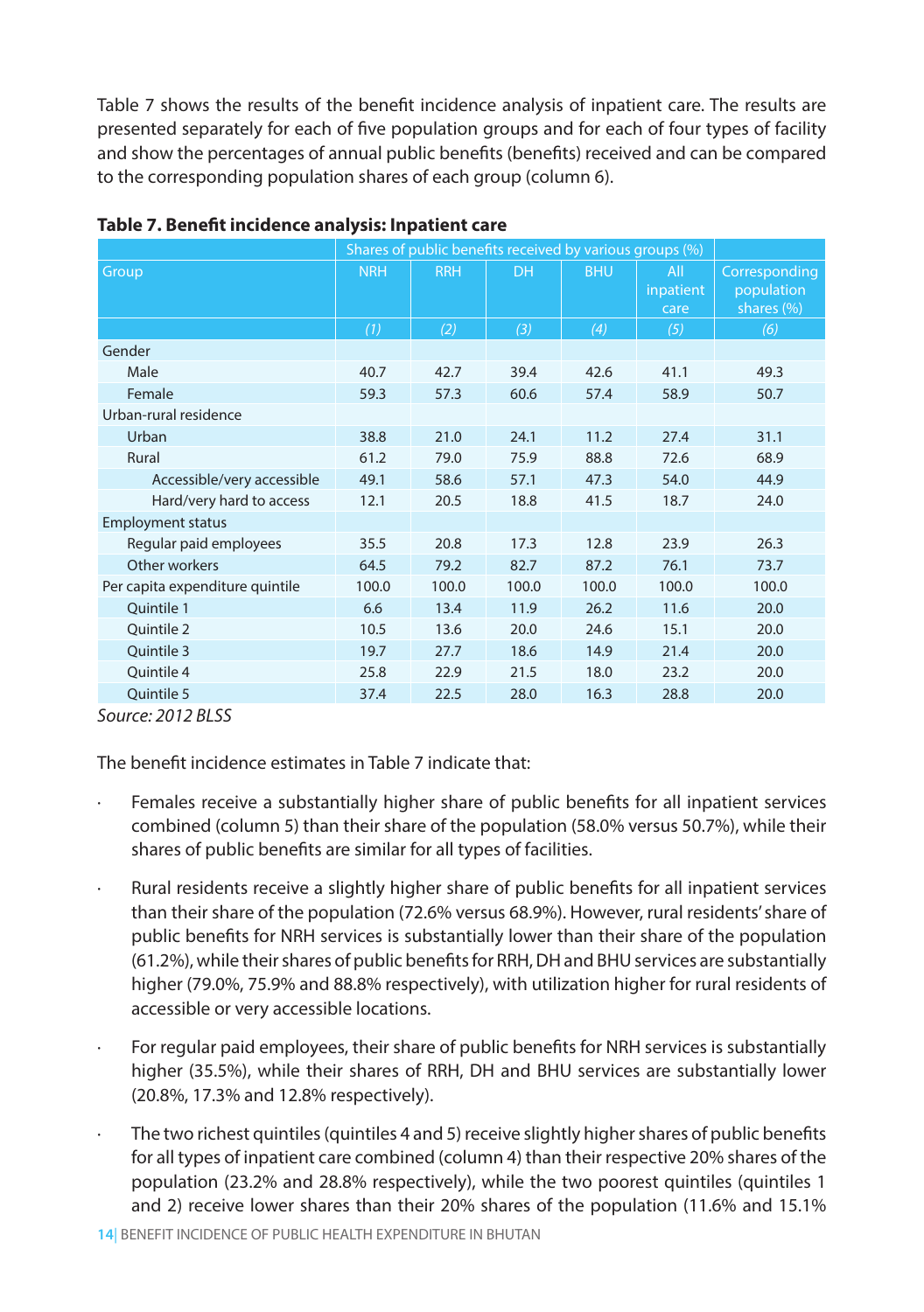Table 7 shows the results of the benefit incidence analysis of inpatient care. The results are presented separately for each of five population groups and for each of four types of facility and show the percentages of annual public benefits (benefits) received and can be compared to the corresponding population shares of each group (column 6).

**Table 7. Benefit incidence analysis: Inpatient care**

| Group | Shares of public benefits received by various groups (%) | | | | | |
|---|---|---|---|---|---|---|
| | NRH | RRH | DH | BHU | All inpatient care | Corresponding population shares (%) |
| | (1) | (2) | (3) | (4) | (5) | (6) |
| Gender | | | | | | |
| Male | 40.7 | 42.7 | 39.4 | 42.6 | 41.1 | 49.3 |
| Female | 59.3 | 57.3 | 60.6 | 57.4 | 58.9 | 50.7 |
| Urban-rural residence | | | | | | |
| Urban | 38.8 | 21.0 | 24.1 | 11.2 | 27.4 | 31.1 |
| Rural | 61.2 | 79.0 | 75.9 | 88.8 | 72.6 | 68.9 |
| Accessible/very accessible | 49.1 | 58.6 | 57.1 | 47.3 | 54.0 | 44.9 |
| Hard/very hard to access | 12.1 | 20.5 | 18.8 | 41.5 | 18.7 | 24.0 |
| Employment status | | | | | | |
| Regular paid employees | 35.5 | 20.8 | 17.3 | 12.8 | 23.9 | 26.3 |
| Other workers | 64.5 | 79.2 | 82.7 | 87.2 | 76.1 | 73.7 |
| Per capita expenditure quintile | 100.0 | 100.0 | 100.0 | 100.0 | 100.0 | 100.0 |
| Quintile 1 | 6.6 | 13.4 | 11.9 | 26.2 | 11.6 | 20.0 |
| Quintile 2 | 10.5 | 13.6 | 20.0 | 24.6 | 15.1 | 20.0 |
| Quintile 3 | 19.7 | 27.7 | 18.6 | 14.9 | 21.4 | 20.0 |
| Quintile 4 | 25.8 | 22.9 | 21.5 | 18.0 | 23.2 | 20.0 |
| Quintile 5 | 37.4 | 22.5 | 28.0 | 16.3 | 28.8 | 20.0 |

*Source: 2012 BLSS*

The benefit incidence estimates in Table 7 indicate that:

- Females receive a substantially higher share of public benefits for all inpatient services combined (column 5) than their share of the population (58.0% versus 50.7%), while their shares of public benefits are similar for all types of facilities.
- Rural residents receive a slightly higher share of public benefits for all inpatient services than their share of the population (72.6% versus 68.9%). However, rural residents' share of public benefits for NRH services is substantially lower than their share of the population (61.2%), while their shares of public benefits for RRH, DH and BHU services are substantially higher (79.0%, 75.9% and 88.8% respectively), with utilization higher for rural residents of accessible or very accessible locations.
- For regular paid employees, their share of public benefits for NRH services is substantially higher (35.5%), while their shares of RRH, DH and BHU services are substantially lower (20.8%, 17.3% and 12.8% respectively).
- The two richest quintiles (quintiles 4 and 5) receive slightly higher shares of public benefits for all types of inpatient care combined (column 4) than their respective 20% shares of the population (23.2% and 28.8% respectively), while the two poorest quintiles (quintiles 1 and 2) receive lower shares than their 20% shares of the population (11.6% and 15.1%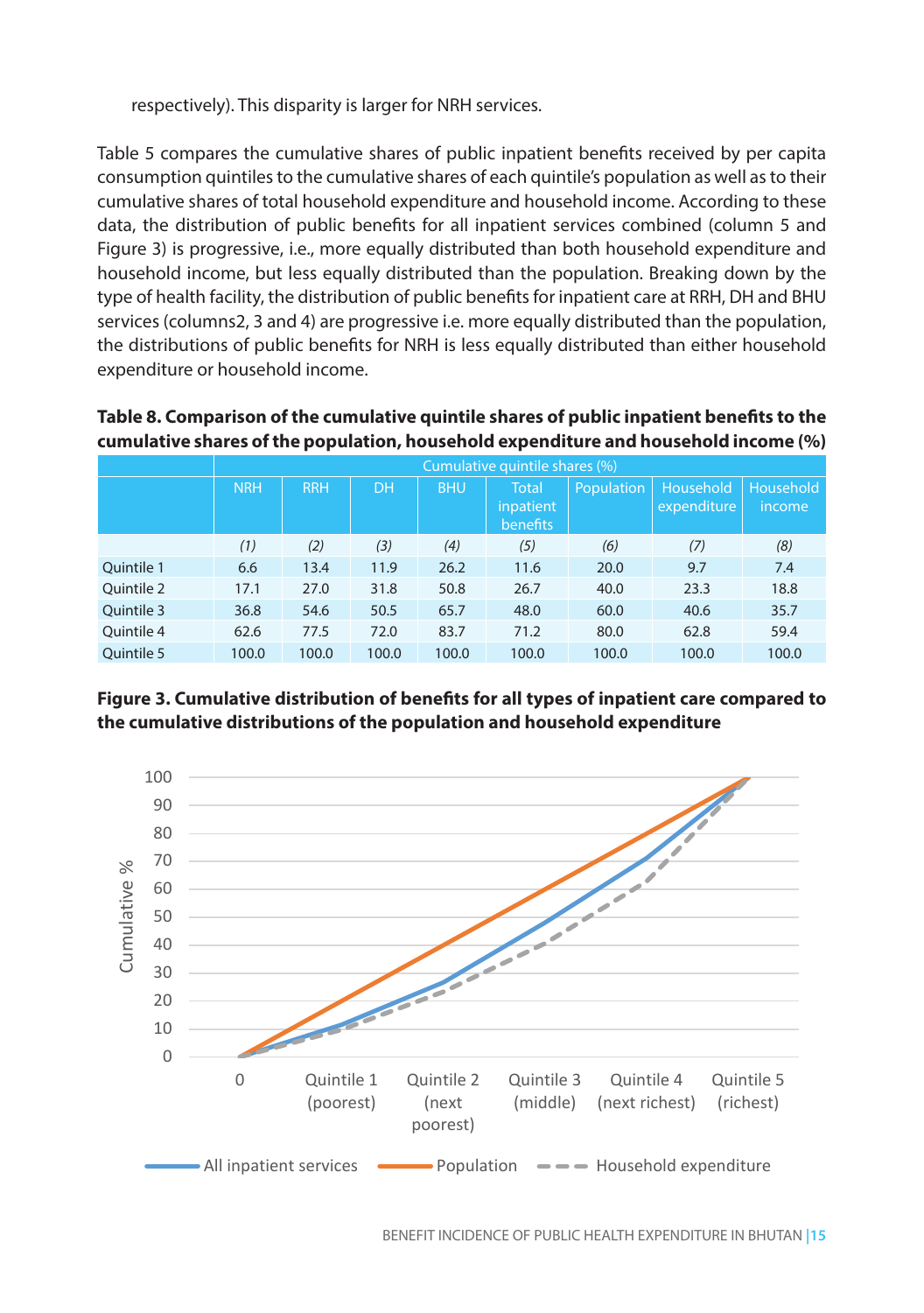respectively). This disparity is larger for NRH services.

Table 5 compares the cumulative shares of public inpatient benefits received by per capita consumption quintiles to the cumulative shares of each quintile's population as well as to their cumulative shares of total household expenditure and household income. According to these data, the distribution of public benefits for all inpatient services combined (column 5 and Figure 3) is progressive, i.e., more equally distributed than both household expenditure and household income, but less equally distributed than the population. Breaking down by the type of health facility, the distribution of public benefits for inpatient care at RRH, DH and BHU services (columns2, 3 and 4) are progressive i.e. more equally distributed than the population, the distributions of public benefits for NRH is less equally distributed than either household expenditure or household income.

**Table 8. Comparison of the cumulative quintile shares of public inpatient benefits to the cumulative shares of the population, household expenditure and household income (%)**

| | Cumulative quintile shares (%) | | | | | | | |
|---|---|---|---|---|---|---|---|---|
| | NRH | RRH | DH | BHU | Total inpatient benefits | Population | Household expenditure | Household income |
| | *(1)* | *(2)* | *(3)* | *(4)* | *(5)* | *(6)* | *(7)* | *(8)* |
| Quintile 1 | 6.6 | 13.4 | 11.9 | 26.2 | 11.6 | 20.0 | 9.7 | 7.4 |
| Quintile 2 | 17.1 | 27.0 | 31.8 | 50.8 | 26.7 | 40.0 | 23.3 | 18.8 |
| Quintile 3 | 36.8 | 54.6 | 50.5 | 65.7 | 48.0 | 60.0 | 40.6 | 35.7 |
| Quintile 4 | 62.6 | 77.5 | 72.0 | 83.7 | 71.2 | 80.0 | 62.8 | 59.4 |
| Quintile 5 | 100.0 | 100.0 | 100.0 | 100.0 | 100.0 | 100.0 | 100.0 | 100.0 |

**Figure 3. Cumulative distribution of benefits for all types of inpatient care compared to the cumulative distributions of the population and household expenditure**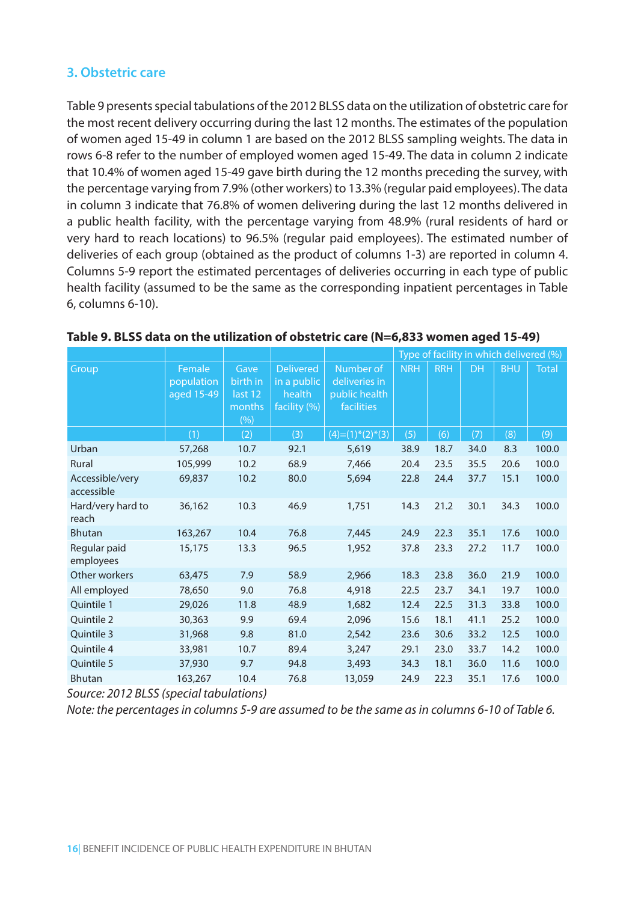## 3. Obstetric care

Table 9 presents special tabulations of the 2012 BLSS data on the utilization of obstetric care for the most recent delivery occurring during the last 12 months. The estimates of the population of women aged 15-49 in column 1 are based on the 2012 BLSS sampling weights. The data in rows 6-8 refer to the number of employed women aged 15-49. The data in column 2 indicate that 10.4% of women aged 15-49 gave birth during the 12 months preceding the survey, with the percentage varying from 7.9% (other workers) to 13.3% (regular paid employees). The data in column 3 indicate that 76.8% of women delivering during the last 12 months delivered in a public health facility, with the percentage varying from 48.9% (rural residents of hard or very hard to reach locations) to 96.5% (regular paid employees). The estimated number of deliveries of each group (obtained as the product of columns 1-3) are reported in column 4. Columns 5-9 report the estimated percentages of deliveries occurring in each type of public health facility (assumed to be the same as the corresponding inpatient percentages in Table 6, columns 6-10).

**Table 9. BLSS data on the utilization of obstetric care (N=6,833 women aged 15-49)**

| Group | Female population aged 15-49 | Gave birth in last 12 months (%) | Delivered in a public health facility (%) | Number of deliveries in public health facilities | Type of facility in which delivered (%) | | | | |
|---|---|---|---|---|---|---|---|---|---|
| | | | | | NRH | RRH | DH | BHU | Total |
| | (1) | (2) | (3) | (4)=(1)*(2)*(3) | (5) | (6) | (7) | (8) | (9) |
| Urban | 57,268 | 10.7 | 92.1 | 5,619 | 38.9 | 18.7 | 34.0 | 8.3 | 100.0 |
| Rural | 105,999 | 10.2 | 68.9 | 7,466 | 20.4 | 23.5 | 35.5 | 20.6 | 100.0 |
| Accessible/very accessible | 69,837 | 10.2 | 80.0 | 5,694 | 22.8 | 24.4 | 37.7 | 15.1 | 100.0 |
| Hard/very hard to reach | 36,162 | 10.3 | 46.9 | 1,751 | 14.3 | 21.2 | 30.1 | 34.3 | 100.0 |
| Bhutan | 163,267 | 10.4 | 76.8 | 7,445 | 24.9 | 22.3 | 35.1 | 17.6 | 100.0 |
| Regular paid employees | 15,175 | 13.3 | 96.5 | 1,952 | 37.8 | 23.3 | 27.2 | 11.7 | 100.0 |
| Other workers | 63,475 | 7.9 | 58.9 | 2,966 | 18.3 | 23.8 | 36.0 | 21.9 | 100.0 |
| All employed | 78,650 | 9.0 | 76.8 | 4,918 | 22.5 | 23.7 | 34.1 | 19.7 | 100.0 |
| Quintile 1 | 29,026 | 11.8 | 48.9 | 1,682 | 12.4 | 22.5 | 31.3 | 33.8 | 100.0 |
| Quintile 2 | 30,363 | 9.9 | 69.4 | 2,096 | 15.6 | 18.1 | 41.1 | 25.2 | 100.0 |
| Quintile 3 | 31,968 | 9.8 | 81.0 | 2,542 | 23.6 | 30.6 | 33.2 | 12.5 | 100.0 |
| Quintile 4 | 33,981 | 10.7 | 89.4 | 3,247 | 29.1 | 23.0 | 33.7 | 14.2 | 100.0 |
| Quintile 5 | 37,930 | 9.7 | 94.8 | 3,493 | 34.3 | 18.1 | 36.0 | 11.6 | 100.0 |
| Bhutan | 163,267 | 10.4 | 76.8 | 13,059 | 24.9 | 22.3 | 35.1 | 17.6 | 100.0 |

*Source: 2012 BLSS (special tabulations)*

*Note: the percentages in columns 5-9 are assumed to be the same as in columns 6-10 of Table 6.*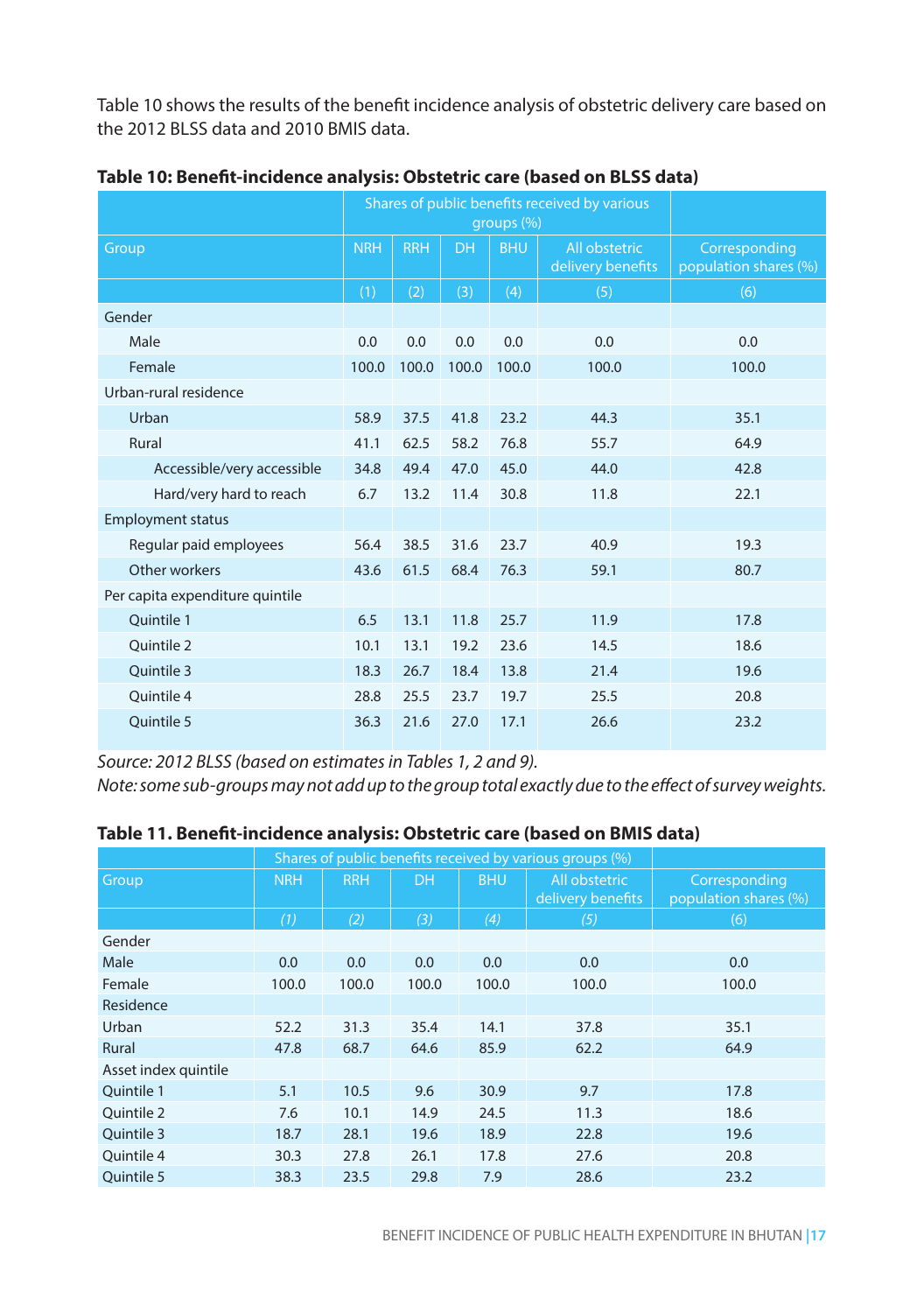Table 10 shows the results of the benefit incidence analysis of obstetric delivery care based on the 2012 BLSS data and 2010 BMIS data.

**Table 10: Benefit-incidence analysis: Obstetric care (based on BLSS data)**

| Group | Shares of public benefits received by various groups (%) | | | | | |
|---|---|---|---|---|---|---|
| | NRH | RRH | DH | BHU | All obstetric delivery benefits | Corresponding population shares (%) |
| | (1) | (2) | (3) | (4) | (5) | (6) |
| Gender | | | | | | |
| Male | 0.0 | 0.0 | 0.0 | 0.0 | 0.0 | 0.0 |
| Female | 100.0 | 100.0 | 100.0 | 100.0 | 100.0 | 100.0 |
| Urban-rural residence | | | | | | |
| Urban | 58.9 | 37.5 | 41.8 | 23.2 | 44.3 | 35.1 |
| Rural | 41.1 | 62.5 | 58.2 | 76.8 | 55.7 | 64.9 |
| Accessible/very accessible | 34.8 | 49.4 | 47.0 | 45.0 | 44.0 | 42.8 |
| Hard/very hard to reach | 6.7 | 13.2 | 11.4 | 30.8 | 11.8 | 22.1 |
| Employment status | | | | | | |
| Regular paid employees | 56.4 | 38.5 | 31.6 | 23.7 | 40.9 | 19.3 |
| Other workers | 43.6 | 61.5 | 68.4 | 76.3 | 59.1 | 80.7 |
| Per capita expenditure quintile | | | | | | |
| Quintile 1 | 6.5 | 13.1 | 11.8 | 25.7 | 11.9 | 17.8 |
| Quintile 2 | 10.1 | 13.1 | 19.2 | 23.6 | 14.5 | 18.6 |
| Quintile 3 | 18.3 | 26.7 | 18.4 | 13.8 | 21.4 | 19.6 |
| Quintile 4 | 28.8 | 25.5 | 23.7 | 19.7 | 25.5 | 20.8 |
| Quintile 5 | 36.3 | 21.6 | 27.0 | 17.1 | 26.6 | 23.2 |

*Source: 2012 BLSS (based on estimates in Tables 1, 2 and 9).*
*Note: some sub-groups may not add up to the group total exactly due to the effect of survey weights.*

**Table 11. Benefit-incidence analysis: Obstetric care (based on BMIS data)**

| Group | Shares of public benefits received by various groups (%) | | | | | |
|---|---|---|---|---|---|---|
| | NRH | RRH | DH | BHU | All obstetric delivery benefits | Corresponding population shares (%) |
| | *(1)* | *(2)* | *(3)* | *(4)* | *(5)* | (6) |
| Gender | | | | | | |
| Male | 0.0 | 0.0 | 0.0 | 0.0 | 0.0 | 0.0 |
| Female | 100.0 | 100.0 | 100.0 | 100.0 | 100.0 | 100.0 |
| Residence | | | | | | |
| Urban | 52.2 | 31.3 | 35.4 | 14.1 | 37.8 | 35.1 |
| Rural | 47.8 | 68.7 | 64.6 | 85.9 | 62.2 | 64.9 |
| Asset index quintile | | | | | | |
| Quintile 1 | 5.1 | 10.5 | 9.6 | 30.9 | 9.7 | 17.8 |
| Quintile 2 | 7.6 | 10.1 | 14.9 | 24.5 | 11.3 | 18.6 |
| Quintile 3 | 18.7 | 28.1 | 19.6 | 18.9 | 22.8 | 19.6 |
| Quintile 4 | 30.3 | 27.8 | 26.1 | 17.8 | 27.6 | 20.8 |
| Quintile 5 | 38.3 | 23.5 | 29.8 | 7.9 | 28.6 | 23.2 |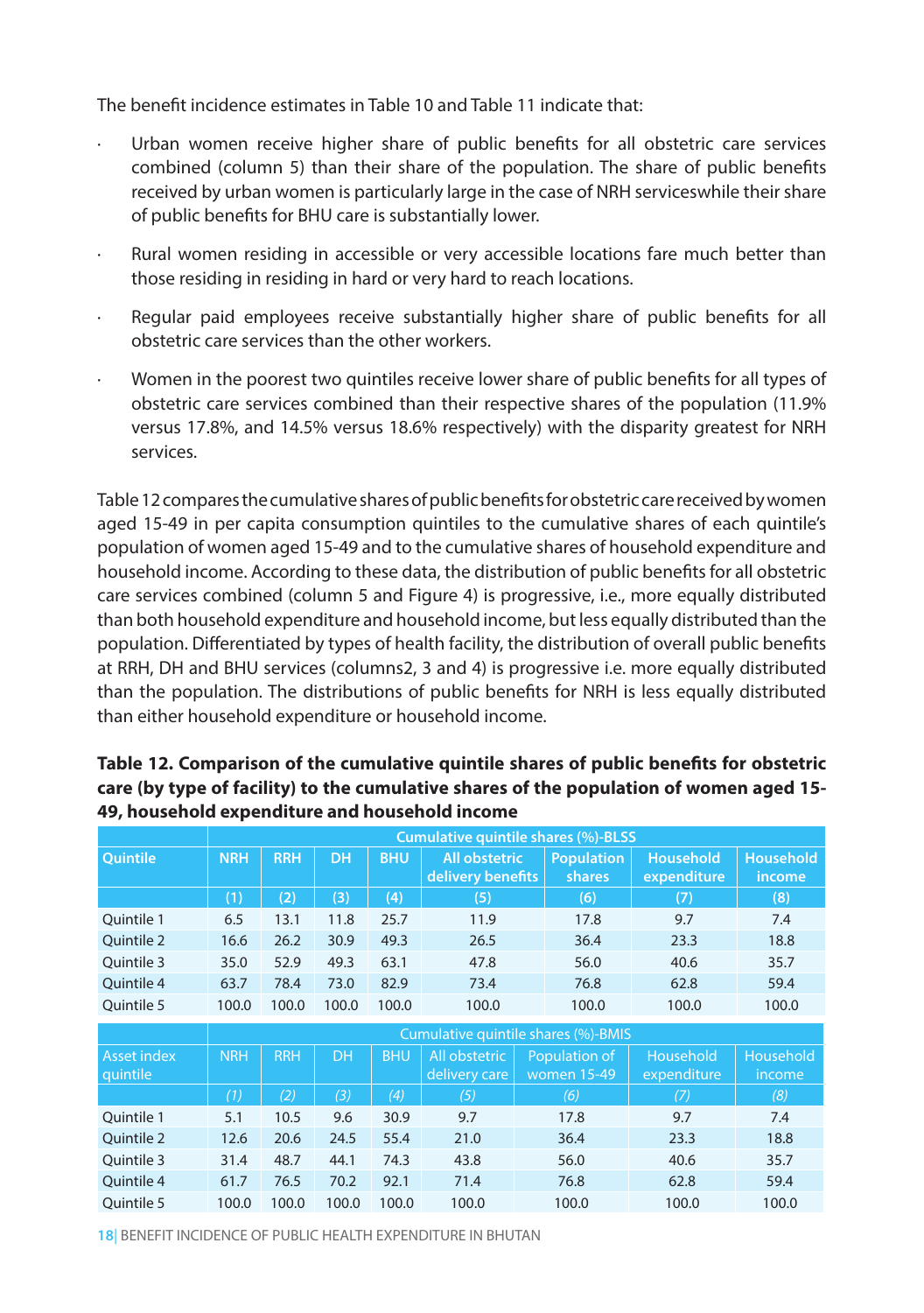The benefit incidence estimates in Table 10 and Table 11 indicate that:

- Urban women receive higher share of public benefits for all obstetric care services combined (column 5) than their share of the population. The share of public benefits received by urban women is particularly large in the case of NRH serviceswhile their share of public benefits for BHU care is substantially lower.
- Rural women residing in accessible or very accessible locations fare much better than those residing in residing in hard or very hard to reach locations.
- Regular paid employees receive substantially higher share of public benefits for all obstetric care services than the other workers.
- Women in the poorest two quintiles receive lower share of public benefits for all types of obstetric care services combined than their respective shares of the population (11.9% versus 17.8%, and 14.5% versus 18.6% respectively) with the disparity greatest for NRH services.

Table 12 compares the cumulative shares of public benefits for obstetric care received by women aged 15-49 in per capita consumption quintiles to the cumulative shares of each quintile's population of women aged 15-49 and to the cumulative shares of household expenditure and household income. According to these data, the distribution of public benefits for all obstetric care services combined (column 5 and Figure 4) is progressive, i.e., more equally distributed than both household expenditure and household income, but less equally distributed than the population. Differentiated by types of health facility, the distribution of overall public benefits at RRH, DH and BHU services (columns2, 3 and 4) is progressive i.e. more equally distributed than the population. The distributions of public benefits for NRH is less equally distributed than either household expenditure or household income.

**Table 12. Comparison of the cumulative quintile shares of public benefits for obstetric care (by type of facility) to the cumulative shares of the population of women aged 15-49, household expenditure and household income**

| | Cumulative quintile shares (%)-BLSS | | | | | | | |
|---|---|---|---|---|---|---|---|---|
| Quintile | NRH | RRH | DH | BHU | All obstetric delivery benefits | Population shares | Household expenditure | Household income |
| | (1) | (2) | (3) | (4) | (5) | (6) | (7) | (8) |
| Quintile 1 | 6.5 | 13.1 | 11.8 | 25.7 | 11.9 | 17.8 | 9.7 | 7.4 |
| Quintile 2 | 16.6 | 26.2 | 30.9 | 49.3 | 26.5 | 36.4 | 23.3 | 18.8 |
| Quintile 3 | 35.0 | 52.9 | 49.3 | 63.1 | 47.8 | 56.0 | 40.6 | 35.7 |
| Quintile 4 | 63.7 | 78.4 | 73.0 | 82.9 | 73.4 | 76.8 | 62.8 | 59.4 |
| Quintile 5 | 100.0 | 100.0 | 100.0 | 100.0 | 100.0 | 100.0 | 100.0 | 100.0 |
| | **Cumulative quintile shares (%)-BMIS** | | | | | | | |
| Asset index quintile | NRH | RRH | DH | BHU | All obstetric delivery care | Population of women 15-49 | Household expenditure | Household income |
| | (1) | (2) | (3) | (4) | (5) | (6) | (7) | (8) |
| Quintile 1 | 5.1 | 10.5 | 9.6 | 30.9 | 9.7 | 17.8 | 9.7 | 7.4 |
| Quintile 2 | 12.6 | 20.6 | 24.5 | 55.4 | 21.0 | 36.4 | 23.3 | 18.8 |
| Quintile 3 | 31.4 | 48.7 | 44.1 | 74.3 | 43.8 | 56.0 | 40.6 | 35.7 |
| Quintile 4 | 61.7 | 76.5 | 70.2 | 92.1 | 71.4 | 76.8 | 62.8 | 59.4 |
| Quintile 5 | 100.0 | 100.0 | 100.0 | 100.0 | 100.0 | 100.0 | 100.0 | 100.0 |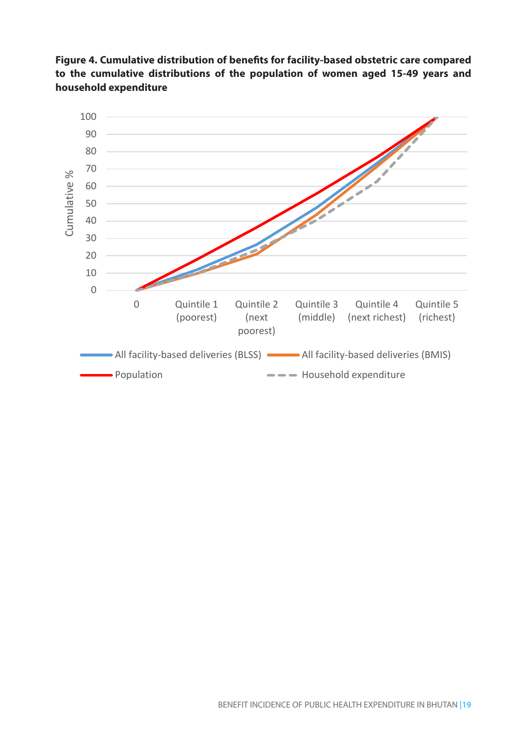**Figure 4. Cumulative distribution of benefits for facility-based obstetric care compared to the cumulative distributions of the population of women aged 15-49 years and household expenditure**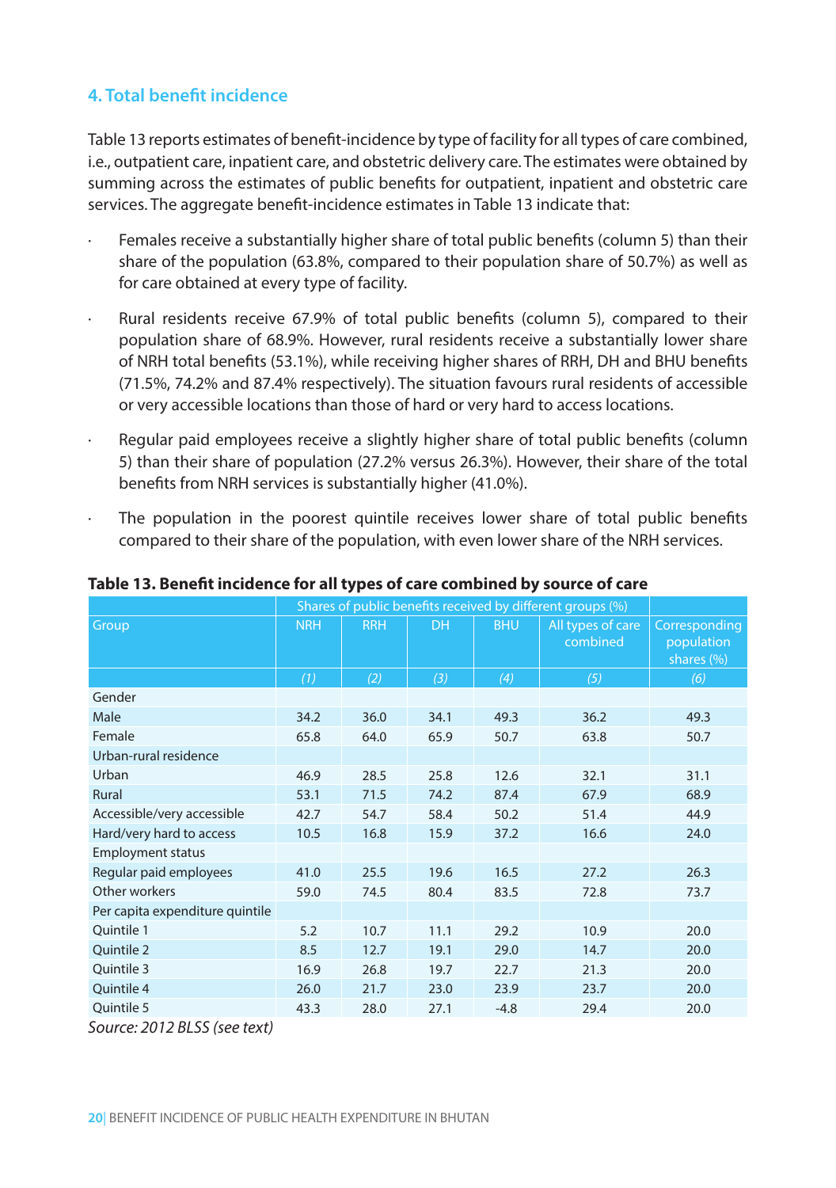## 4. Total benefit incidence

Table 13 reports estimates of benefit-incidence by type of facility for all types of care combined, i.e., outpatient care, inpatient care, and obstetric delivery care. The estimates were obtained by summing across the estimates of public benefits for outpatient, inpatient and obstetric care services. The aggregate benefit-incidence estimates in Table 13 indicate that:

- Females receive a substantially higher share of total public benefits (column 5) than their share of the population (63.8%, compared to their population share of 50.7%) as well as for care obtained at every type of facility.
- Rural residents receive 67.9% of total public benefits (column 5), compared to their population share of 68.9%. However, rural residents receive a substantially lower share of NRH total benefits (53.1%), while receiving higher shares of RRH, DH and BHU benefits (71.5%, 74.2% and 87.4% respectively). The situation favours rural residents of accessible or very accessible locations than those of hard or very hard to access locations.
- Regular paid employees receive a slightly higher share of total public benefits (column 5) than their share of population (27.2% versus 26.3%). However, their share of the total benefits from NRH services is substantially higher (41.0%).
- The population in the poorest quintile receives lower share of total public benefits compared to their share of the population, with even lower share of the NRH services.

**Table 13. Benefit incidence for all types of care combined by source of care**

| Group | Shares of public benefits received by different groups (%) | | | | | Corresponding population shares (%) |
|---|---|---|---|---|---|---|
| | NRH | RRH | DH | BHU | All types of care combined | |
| | (1) | (2) | (3) | (4) | (5) | (6) |
| Gender | | | | | | |
| Male | 34.2 | 36.0 | 34.1 | 49.3 | 36.2 | 49.3 |
| Female | 65.8 | 64.0 | 65.9 | 50.7 | 63.8 | 50.7 |
| Urban-rural residence | | | | | | |
| Urban | 46.9 | 28.5 | 25.8 | 12.6 | 32.1 | 31.1 |
| Rural | 53.1 | 71.5 | 74.2 | 87.4 | 67.9 | 68.9 |
| Accessible/very accessible | 42.7 | 54.7 | 58.4 | 50.2 | 51.4 | 44.9 |
| Hard/very hard to access | 10.5 | 16.8 | 15.9 | 37.2 | 16.6 | 24.0 |
| Employment status | | | | | | |
| Regular paid employees | 41.0 | 25.5 | 19.6 | 16.5 | 27.2 | 26.3 |
| Other workers | 59.0 | 74.5 | 80.4 | 83.5 | 72.8 | 73.7 |
| Per capita expenditure quintile | | | | | | |
| Quintile 1 | 5.2 | 10.7 | 11.1 | 29.2 | 10.9 | 20.0 |
| Quintile 2 | 8.5 | 12.7 | 19.1 | 29.0 | 14.7 | 20.0 |
| Quintile 3 | 16.9 | 26.8 | 19.7 | 22.7 | 21.3 | 20.0 |
| Quintile 4 | 26.0 | 21.7 | 23.0 | 23.9 | 23.7 | 20.0 |
| Quintile 5 | 43.3 | 28.0 | 27.1 | -4.8 | 29.4 | 20.0 |

*Source: 2012 BLSS (see text)*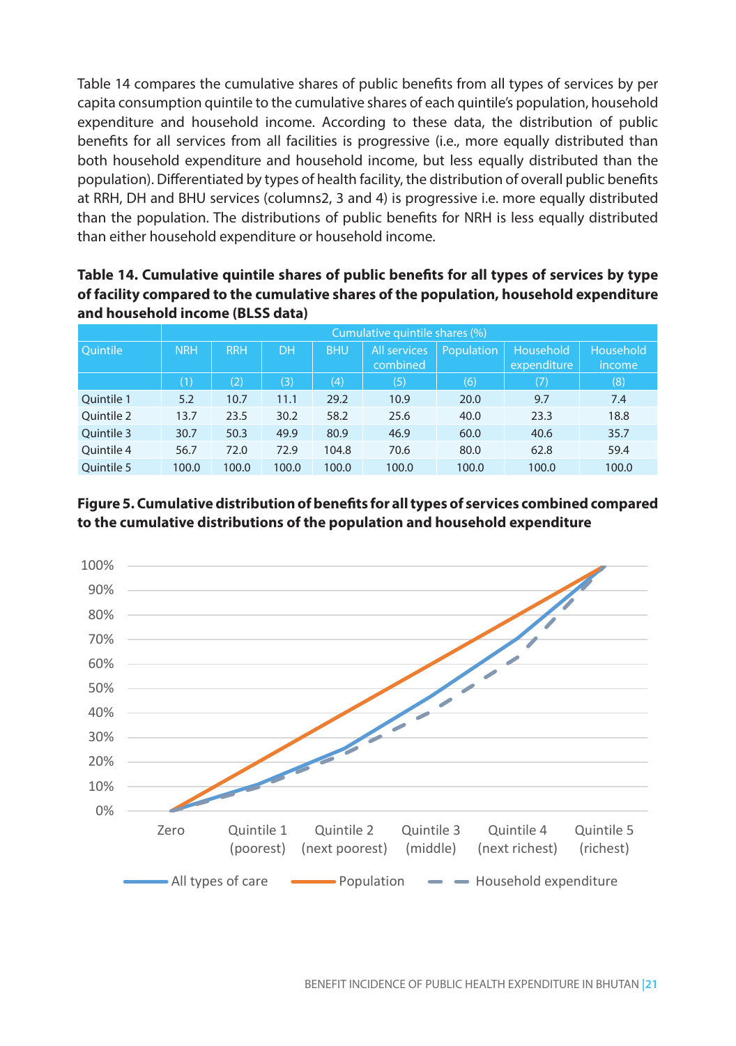Table 14 compares the cumulative shares of public benefits from all types of services by per capita consumption quintile to the cumulative shares of each quintile's population, household expenditure and household income. According to these data, the distribution of public benefits for all services from all facilities is progressive (i.e., more equally distributed than both household expenditure and household income, but less equally distributed than the population). Differentiated by types of health facility, the distribution of overall public benefits at RRH, DH and BHU services (columns2, 3 and 4) is progressive i.e. more equally distributed than the population. The distributions of public benefits for NRH is less equally distributed than either household expenditure or household income.

**Table 14. Cumulative quintile shares of public benefits for all types of services by type of facility compared to the cumulative shares of the population, household expenditure and household income (BLSS data)**

| Quintile | Cumulative quintile shares (%) | | | | | | | |
|---|---|---|---|---|---|---|---|---|
| | NRH | RRH | DH | BHU | All services combined | Population | Household expenditure | Household income |
| | (1) | (2) | (3) | (4) | (5) | (6) | (7) | (8) |
| Quintile 1 | 5.2 | 10.7 | 11.1 | 29.2 | 10.9 | 20.0 | 9.7 | 7.4 |
| Quintile 2 | 13.7 | 23.5 | 30.2 | 58.2 | 25.6 | 40.0 | 23.3 | 18.8 |
| Quintile 3 | 30.7 | 50.3 | 49.9 | 80.9 | 46.9 | 60.0 | 40.6 | 35.7 |
| Quintile 4 | 56.7 | 72.0 | 72.9 | 104.8 | 70.6 | 80.0 | 62.8 | 59.4 |
| Quintile 5 | 100.0 | 100.0 | 100.0 | 100.0 | 100.0 | 100.0 | 100.0 | 100.0 |

**Figure 5. Cumulative distribution of benefits for all types of services combined compared to the cumulative distributions of the population and household expenditure**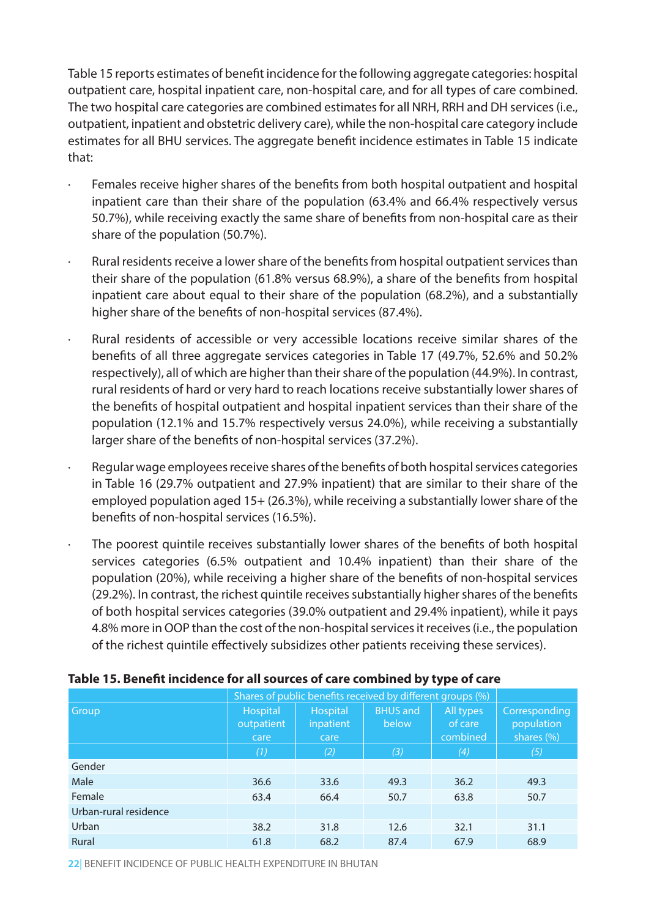Table 15 reports estimates of benefit incidence for the following aggregate categories: hospital outpatient care, hospital inpatient care, non-hospital care, and for all types of care combined. The two hospital care categories are combined estimates for all NRH, RRH and DH services (i.e., outpatient, inpatient and obstetric delivery care), while the non-hospital care category include estimates for all BHU services. The aggregate benefit incidence estimates in Table 15 indicate that:

- Females receive higher shares of the benefits from both hospital outpatient and hospital inpatient care than their share of the population (63.4% and 66.4% respectively versus 50.7%), while receiving exactly the same share of benefits from non-hospital care as their share of the population (50.7%).
- Rural residents receive a lower share of the benefits from hospital outpatient services than their share of the population (61.8% versus 68.9%), a share of the benefits from hospital inpatient care about equal to their share of the population (68.2%), and a substantially higher share of the benefits of non-hospital services (87.4%).
- Rural residents of accessible or very accessible locations receive similar shares of the benefits of all three aggregate services categories in Table 17 (49.7%, 52.6% and 50.2% respectively), all of which are higher than their share of the population (44.9%). In contrast, rural residents of hard or very hard to reach locations receive substantially lower shares of the benefits of hospital outpatient and hospital inpatient services than their share of the population (12.1% and 15.7% respectively versus 24.0%), while receiving a substantially larger share of the benefits of non-hospital services (37.2%).
- Regular wage employees receive shares of the benefits of both hospital services categories in Table 16 (29.7% outpatient and 27.9% inpatient) that are similar to their share of the employed population aged 15+ (26.3%), while receiving a substantially lower share of the benefits of non-hospital services (16.5%).
- The poorest quintile receives substantially lower shares of the benefits of both hospital services categories (6.5% outpatient and 10.4% inpatient) than their share of the population (20%), while receiving a higher share of the benefits of non-hospital services (29.2%). In contrast, the richest quintile receives substantially higher shares of the benefits of both hospital services categories (39.0% outpatient and 29.4% inpatient), while it pays 4.8% more in OOP than the cost of the non-hospital services it receives (i.e., the population of the richest quintile effectively subsidizes other patients receiving these services).

**Table 15. Benefit incidence for all sources of care combined by type of care**

| Group | Shares of public benefits received by different groups (%) | | | | Corresponding population shares (%) |
|---|---|---|---|---|---|
| | Hospital outpatient care | Hospital inpatient care | BHUS and below | All types of care combined | |
| | *(1)* | *(2)* | *(3)* | *(4)* | *(5)* |
| Gender | | | | | |
| Male | 36.6 | 33.6 | 49.3 | 36.2 | 49.3 |
| Female | 63.4 | 66.4 | 50.7 | 63.8 | 50.7 |
| Urban-rural residence | | | | | |
| Urban | 38.2 | 31.8 | 12.6 | 32.1 | 31.1 |
| Rural | 61.8 | 68.2 | 87.4 | 67.9 | 68.9 |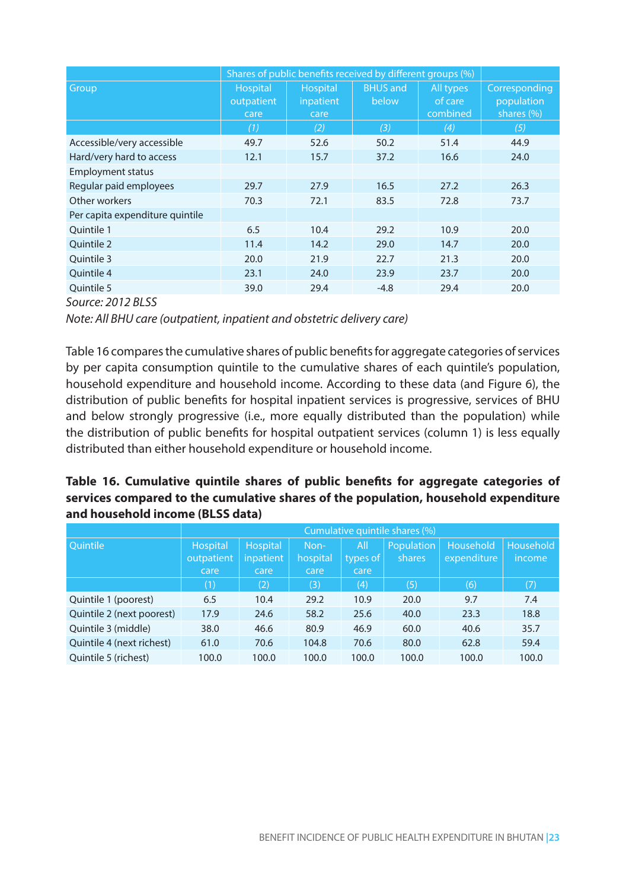| Group | Shares of public benefits received by different groups (%) | | | | Corresponding population shares (%) |
|---|---|---|---|---|---|
| | Hospital outpatient care | Hospital inpatient care | BHUS and below | All types of care combined | |
| | (1) | (2) | (3) | (4) | (5) |
| Accessible/very accessible | 49.7 | 52.6 | 50.2 | 51.4 | 44.9 |
| Hard/very hard to access | 12.1 | 15.7 | 37.2 | 16.6 | 24.0 |
| Employment status | | | | | |
| Regular paid employees | 29.7 | 27.9 | 16.5 | 27.2 | 26.3 |
| Other workers | 70.3 | 72.1 | 83.5 | 72.8 | 73.7 |
| Per capita expenditure quintile | | | | | |
| Quintile 1 | 6.5 | 10.4 | 29.2 | 10.9 | 20.0 |
| Quintile 2 | 11.4 | 14.2 | 29.0 | 14.7 | 20.0 |
| Quintile 3 | 20.0 | 21.9 | 22.7 | 21.3 | 20.0 |
| Quintile 4 | 23.1 | 24.0 | 23.9 | 23.7 | 20.0 |
| Quintile 5 | 39.0 | 29.4 | -4.8 | 29.4 | 20.0 |

*Source: 2012 BLSS*

*Note: All BHU care (outpatient, inpatient and obstetric delivery care)*

Table 16 compares the cumulative shares of public benefits for aggregate categories of services by per capita consumption quintile to the cumulative shares of each quintile's population, household expenditure and household income. According to these data (and Figure 6), the distribution of public benefits for hospital inpatient services is progressive, services of BHU and below strongly progressive (i.e., more equally distributed than the population) while the distribution of public benefits for hospital outpatient services (column 1) is less equally distributed than either household expenditure or household income.

**Table 16. Cumulative quintile shares of public benefits for aggregate categories of services compared to the cumulative shares of the population, household expenditure and household income (BLSS data)**

| Quintile | Cumulative quintile shares (%) | | | | | | |
|---|---|---|---|---|---|---|---|
| | Hospital outpatient care | Hospital inpatient care | Non-hospital care | All types of care | Population shares | Household expenditure | Household income |
| | (1) | (2) | (3) | (4) | (5) | (6) | (7) |
| Quintile 1 (poorest) | 6.5 | 10.4 | 29.2 | 10.9 | 20.0 | 9.7 | 7.4 |
| Quintile 2 (next poorest) | 17.9 | 24.6 | 58.2 | 25.6 | 40.0 | 23.3 | 18.8 |
| Quintile 3 (middle) | 38.0 | 46.6 | 80.9 | 46.9 | 60.0 | 40.6 | 35.7 |
| Quintile 4 (next richest) | 61.0 | 70.6 | 104.8 | 70.6 | 80.0 | 62.8 | 59.4 |
| Quintile 5 (richest) | 100.0 | 100.0 | 100.0 | 100.0 | 100.0 | 100.0 | 100.0 |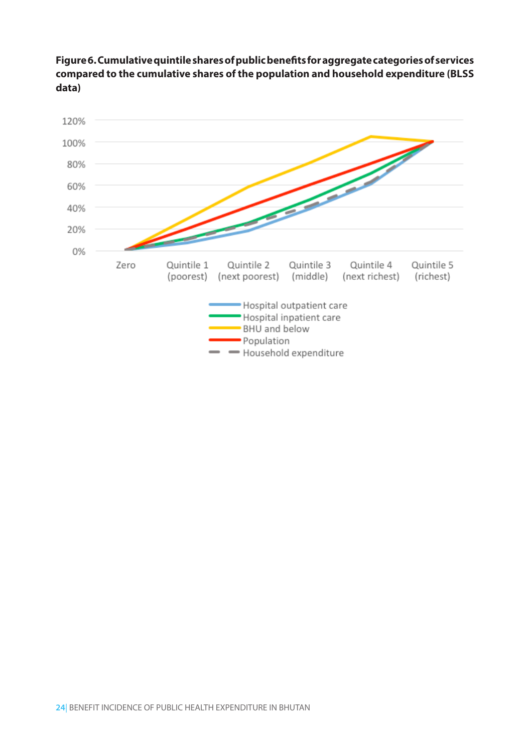**Figure 6. Cumulative quintile shares of public benefits for aggregate categories of services compared to the cumulative shares of the population and household expenditure (BLSS data)**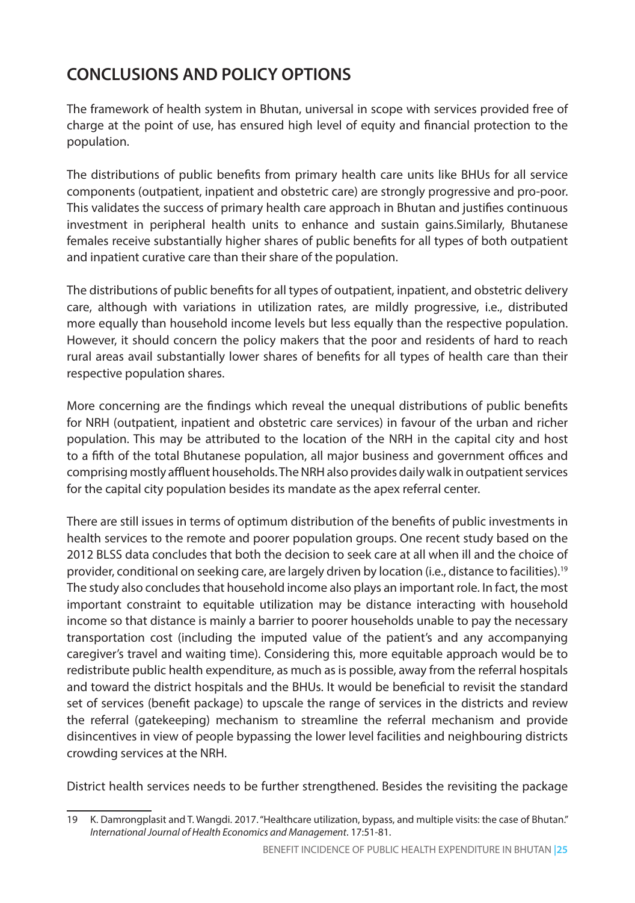## CONCLUSIONS AND POLICY OPTIONS

The framework of health system in Bhutan, universal in scope with services provided free of charge at the point of use, has ensured high level of equity and financial protection to the population.

The distributions of public benefits from primary health care units like BHUs for all service components (outpatient, inpatient and obstetric care) are strongly progressive and pro-poor. This validates the success of primary health care approach in Bhutan and justifies continuous investment in peripheral health units to enhance and sustain gains.Similarly, Bhutanese females receive substantially higher shares of public benefits for all types of both outpatient and inpatient curative care than their share of the population.

The distributions of public benefits for all types of outpatient, inpatient, and obstetric delivery care, although with variations in utilization rates, are mildly progressive, i.e., distributed more equally than household income levels but less equally than the respective population. However, it should concern the policy makers that the poor and residents of hard to reach rural areas avail substantially lower shares of benefits for all types of health care than their respective population shares.

More concerning are the findings which reveal the unequal distributions of public benefits for NRH (outpatient, inpatient and obstetric care services) in favour of the urban and richer population. This may be attributed to the location of the NRH in the capital city and host to a fifth of the total Bhutanese population, all major business and government offices and comprising mostly affluent households. The NRH also provides daily walk in outpatient services for the capital city population besides its mandate as the apex referral center.

There are still issues in terms of optimum distribution of the benefits of public investments in health services to the remote and poorer population groups. One recent study based on the 2012 BLSS data concludes that both the decision to seek care at all when ill and the choice of provider, conditional on seeking care, are largely driven by location (i.e., distance to facilities).[19] The study also concludes that household income also plays an important role. In fact, the most important constraint to equitable utilization may be distance interacting with household income so that distance is mainly a barrier to poorer households unable to pay the necessary transportation cost (including the imputed value of the patient's and any accompanying caregiver's travel and waiting time). Considering this, more equitable approach would be to redistribute public health expenditure, as much as is possible, away from the referral hospitals and toward the district hospitals and the BHUs. It would be beneficial to revisit the standard set of services (benefit package) to upscale the range of services in the districts and review the referral (gatekeeping) mechanism to streamline the referral mechanism and provide disincentives in view of people bypassing the lower level facilities and neighbouring districts crowding services at the NRH.

District health services needs to be further strengthened. Besides the revisiting the package

---

19 K. Damrongplasit and T. Wangdi. 2017. "Healthcare utilization, bypass, and multiple visits: the case of Bhutan." *International Journal of Health Economics and Management*. 17:51-81.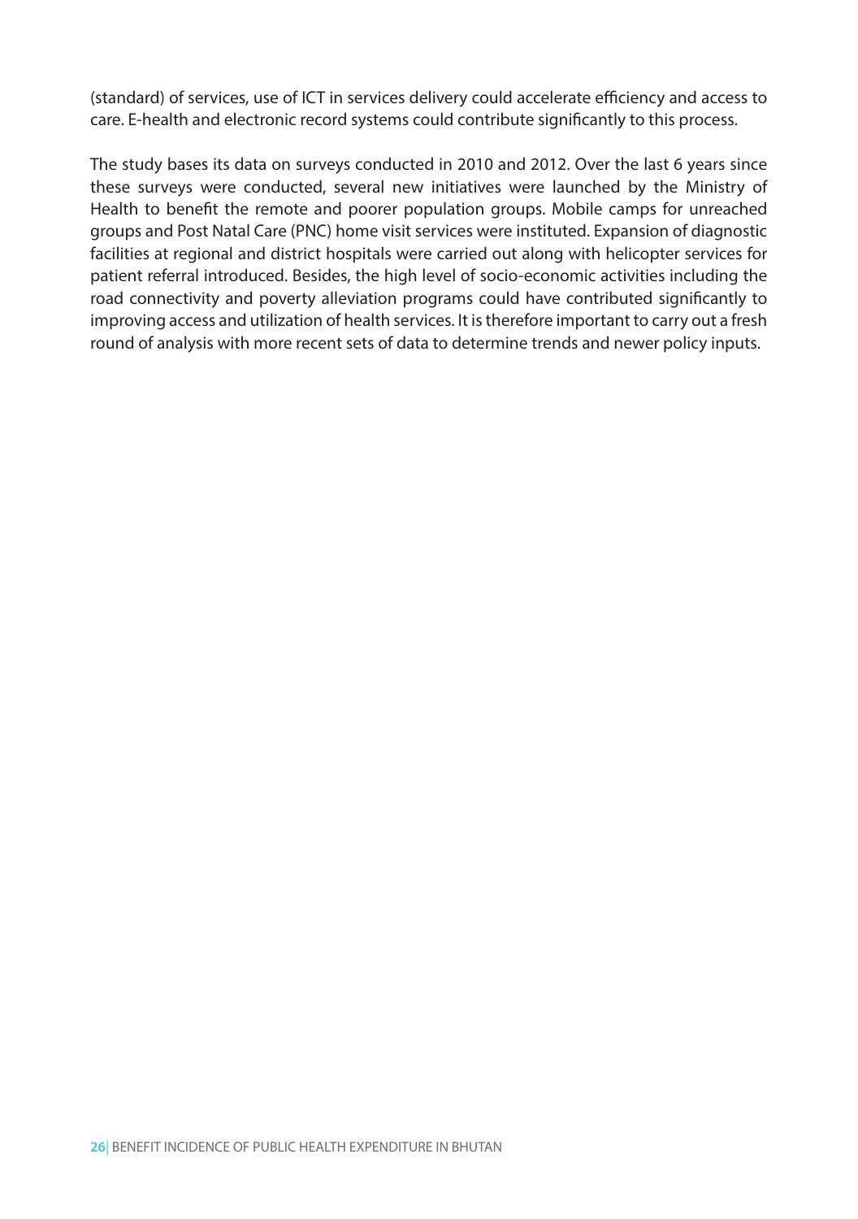(standard) of services, use of ICT in services delivery could accelerate efficiency and access to care. E-health and electronic record systems could contribute significantly to this process.

The study bases its data on surveys conducted in 2010 and 2012. Over the last 6 years since these surveys were conducted, several new initiatives were launched by the Ministry of Health to benefit the remote and poorer population groups. Mobile camps for unreached groups and Post Natal Care (PNC) home visit services were instituted. Expansion of diagnostic facilities at regional and district hospitals were carried out along with helicopter services for patient referral introduced. Besides, the high level of socio-economic activities including the road connectivity and poverty alleviation programs could have contributed significantly to improving access and utilization of health services. It is therefore important to carry out a fresh round of analysis with more recent sets of data to determine trends and newer policy inputs.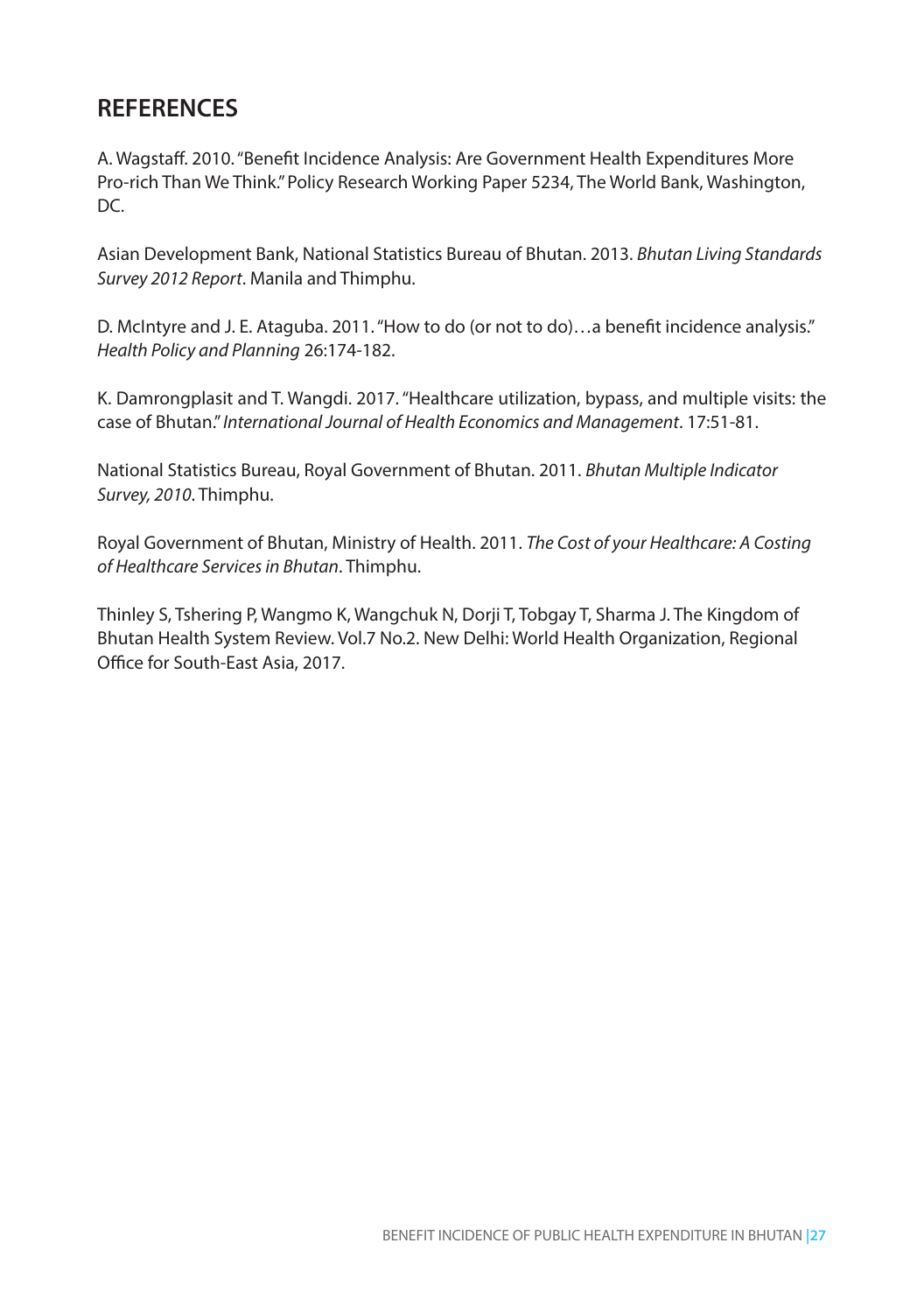## REFERENCES

A. Wagstaff. 2010. "Benefit Incidence Analysis: Are Government Health Expenditures More Pro-rich Than We Think." Policy Research Working Paper 5234, The World Bank, Washington, DC.

Asian Development Bank, National Statistics Bureau of Bhutan. 2013. *Bhutan Living Standards Survey 2012 Report*. Manila and Thimphu.

D. McIntyre and J. E. Ataguba. 2011. "How to do (or not to do)…a benefit incidence analysis." *Health Policy and Planning* 26:174-182.

K. Damrongplasit and T. Wangdi. 2017. "Healthcare utilization, bypass, and multiple visits: the case of Bhutan." *International Journal of Health Economics and Management*. 17:51-81.

National Statistics Bureau, Royal Government of Bhutan. 2011. *Bhutan Multiple Indicator Survey, 2010*. Thimphu.

Royal Government of Bhutan, Ministry of Health. 2011. *The Cost of your Healthcare: A Costing of Healthcare Services in Bhutan*. Thimphu.

Thinley S, Tshering P, Wangmo K, Wangchuk N, Dorji T, Tobgay T, Sharma J. The Kingdom of Bhutan Health System Review. Vol.7 No.2. New Delhi: World Health Organization, Regional Office for South-East Asia, 2017.